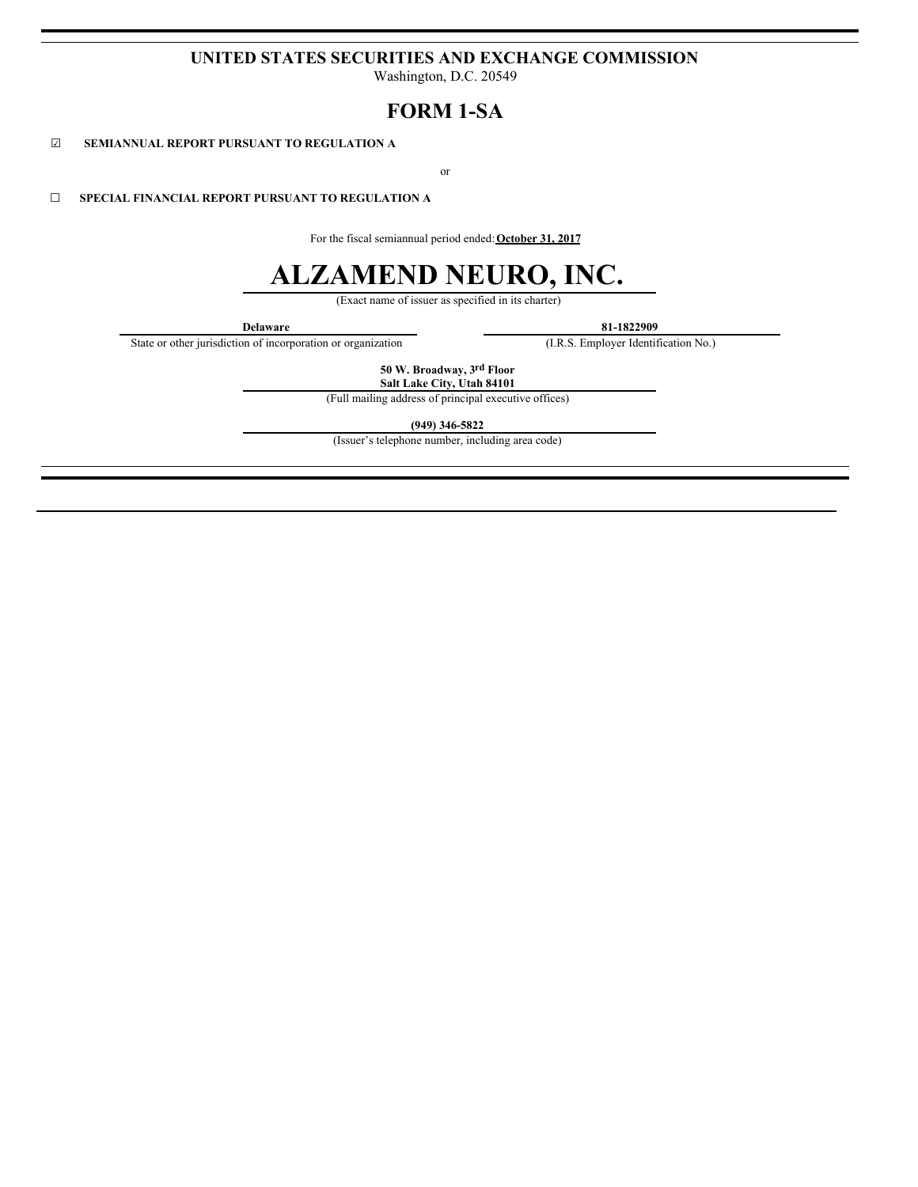**UNITED STATES SECURITIES AND EXCHANGE COMMISSION**
Washington, D.C. 20549

# FORM 1-SA

☑ **SEMIANNUAL REPORT PURSUANT TO REGULATION A**

or

☐ **SPECIAL FINANCIAL REPORT PURSUANT TO REGULATION A**

For the fiscal semiannual period ended: **October 31, 2017**

# ALZAMEND NEURO, INC.

(Exact name of issuer as specified in its charter)

| **Delaware** | **81-1822909** |
|---|---|
| State or other jurisdiction of incorporation or organization | (I.R.S. Employer Identification No.) |

**50 W. Broadway, 3rd Floor**
**Salt Lake City, Utah 84101**
(Full mailing address of principal executive offices)

**(949) 346-5822**
(Issuer's telephone number, including area code)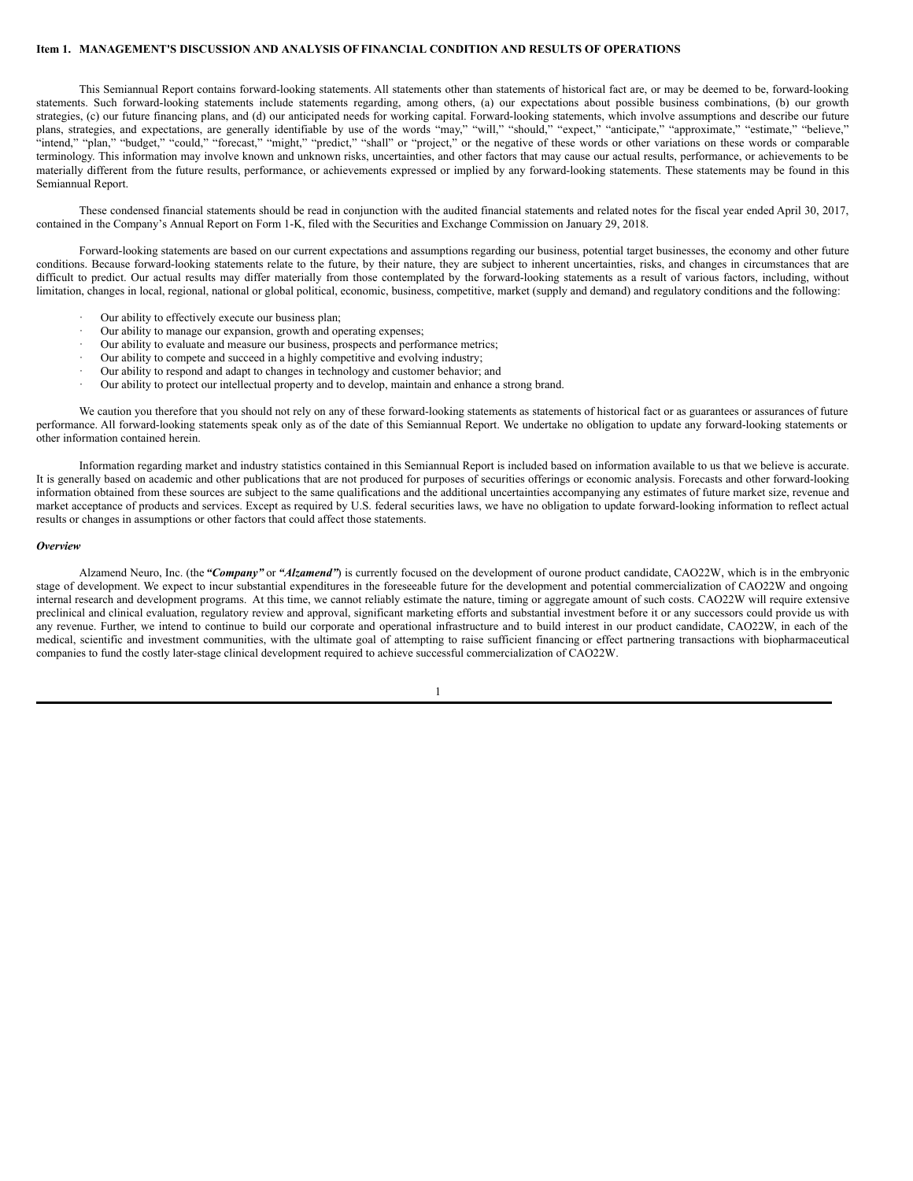### Item 1. MANAGEMENT'S DISCUSSION AND ANALYSIS OF FINANCIAL CONDITION AND RESULTS OF OPERATIONS

This Semiannual Report contains forward-looking statements. All statements other than statements of historical fact are, or may be deemed to be, forward-looking statements. Such forward-looking statements include statements regarding, among others, (a) our expectations about possible business combinations, (b) our growth strategies, (c) our future financing plans, and (d) our anticipated needs for working capital. Forward-looking statements, which involve assumptions and describe our future plans, strategies, and expectations, are generally identifiable by use of the words "may," "will," "should," "expect," "anticipate," "approximate," "estimate," "believe," "intend," "plan," "budget," "could," "forecast," "might," "predict," "shall" or "project," or the negative of these words or other variations on these words or comparable terminology. This information may involve known and unknown risks, uncertainties, and other factors that may cause our actual results, performance, or achievements to be materially different from the future results, performance, or achievements expressed or implied by any forward-looking statements. These statements may be found in this Semiannual Report.

These condensed financial statements should be read in conjunction with the audited financial statements and related notes for the fiscal year ended April 30, 2017, contained in the Company's Annual Report on Form 1-K, filed with the Securities and Exchange Commission on January 29, 2018.

Forward-looking statements are based on our current expectations and assumptions regarding our business, potential target businesses, the economy and other future conditions. Because forward-looking statements relate to the future, by their nature, they are subject to inherent uncertainties, risks, and changes in circumstances that are difficult to predict. Our actual results may differ materially from those contemplated by the forward-looking statements as a result of various factors, including, without limitation, changes in local, regional, national or global political, economic, business, competitive, market (supply and demand) and regulatory conditions and the following:

- Our ability to effectively execute our business plan;
- Our ability to manage our expansion, growth and operating expenses;
- Our ability to evaluate and measure our business, prospects and performance metrics;
- Our ability to compete and succeed in a highly competitive and evolving industry;
- Our ability to respond and adapt to changes in technology and customer behavior; and
- Our ability to protect our intellectual property and to develop, maintain and enhance a strong brand.

We caution you therefore that you should not rely on any of these forward-looking statements as statements of historical fact or as guarantees or assurances of future performance. All forward-looking statements speak only as of the date of this Semiannual Report. We undertake no obligation to update any forward-looking statements or other information contained herein.

Information regarding market and industry statistics contained in this Semiannual Report is included based on information available to us that we believe is accurate. It is generally based on academic and other publications that are not produced for purposes of securities offerings or economic analysis. Forecasts and other forward-looking information obtained from these sources are subject to the same qualifications and the additional uncertainties accompanying any estimates of future market size, revenue and market acceptance of products and services. Except as required by U.S. federal securities laws, we have no obligation to update forward-looking information to reflect actual results or changes in assumptions or other factors that could affect those statements.

***Overview***

Alzamend Neuro, Inc. (the ***"Company"*** or ***"Alzamend"***) is currently focused on the development of ourone product candidate, CAO22W, which is in the embryonic stage of development. We expect to incur substantial expenditures in the foreseeable future for the development and potential commercialization of CAO22W and ongoing internal research and development programs. At this time, we cannot reliably estimate the nature, timing or aggregate amount of such costs. CAO22W will require extensive preclinical and clinical evaluation, regulatory review and approval, significant marketing efforts and substantial investment before it or any successors could provide us with any revenue. Further, we intend to continue to build our corporate and operational infrastructure and to build interest in our product candidate, CAO22W, in each of the medical, scientific and investment communities, with the ultimate goal of attempting to raise sufficient financing or effect partnering transactions with biopharmaceutical companies to fund the costly later-stage clinical development required to achieve successful commercialization of CAO22W.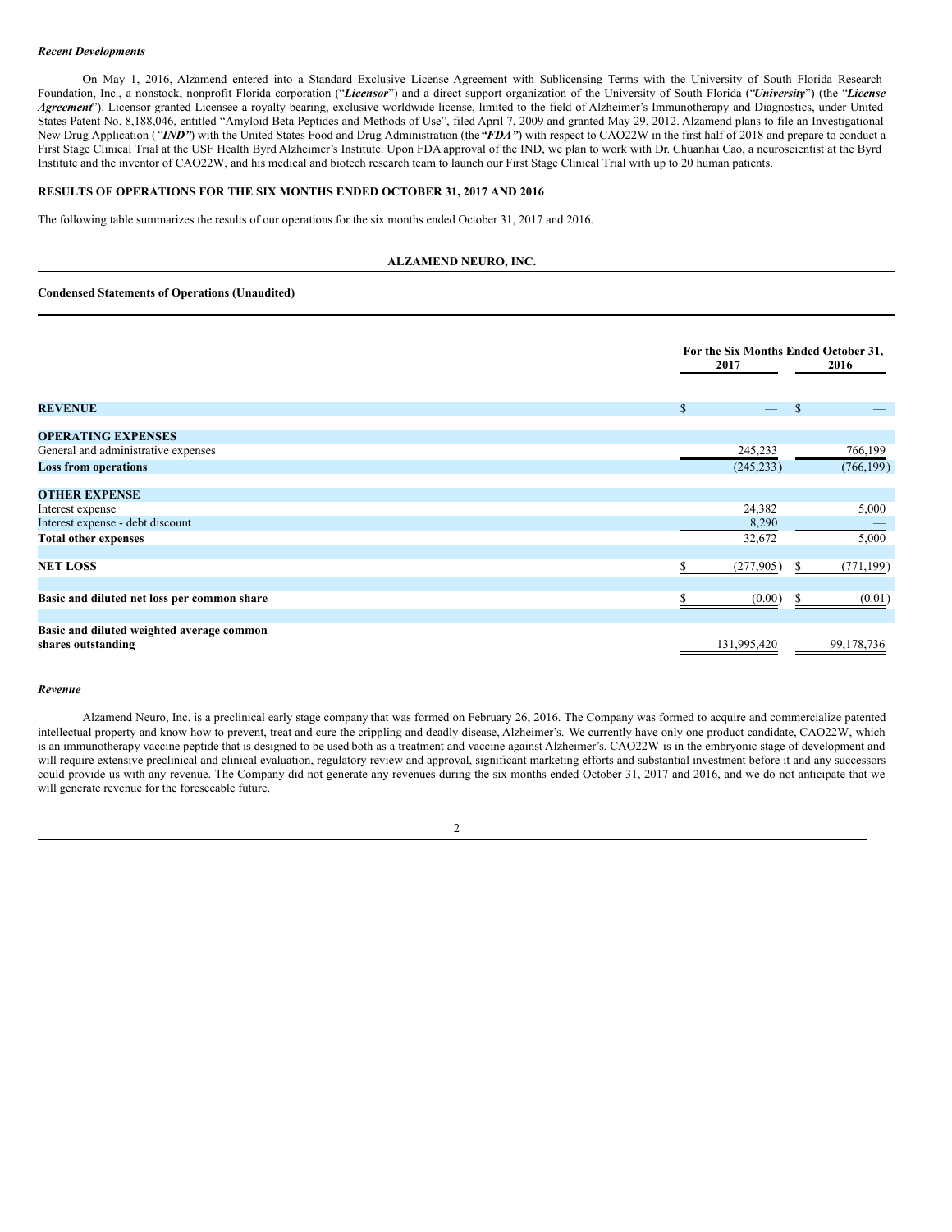*Recent Developments*

On May 1, 2016, Alzamend entered into a Standard Exclusive License Agreement with Sublicensing Terms with the University of South Florida Research Foundation, Inc., a nonstock, nonprofit Florida corporation ("***Licensor***") and a direct support organization of the University of South Florida ("***University***") (the "***License Agreement***"). Licensor granted Licensee a royalty bearing, exclusive worldwide license, limited to the field of Alzheimer's Immunotherapy and Diagnostics, under United States Patent No. 8,188,046, entitled "Amyloid Beta Peptides and Methods of Use", filed April 7, 2009 and granted May 29, 2012. Alzamend plans to file an Investigational New Drug Application (*"**IND**"*) with the United States Food and Drug Administration (the ***"FDA"***) with respect to CAO22W in the first half of 2018 and prepare to conduct a First Stage Clinical Trial at the USF Health Byrd Alzheimer's Institute. Upon FDA approval of the IND, we plan to work with Dr. Chuanhai Cao, a neuroscientist at the Byrd Institute and the inventor of CAO22W, and his medical and biotech research team to launch our First Stage Clinical Trial with up to 20 human patients.

**RESULTS OF OPERATIONS FOR THE SIX MONTHS ENDED OCTOBER 31, 2017 AND 2016**

The following table summarizes the results of our operations for the six months ended October 31, 2017 and 2016.

**ALZAMEND NEURO, INC.**

**Condensed Statements of Operations (Unaudited)**

| | For the Six Months Ended October 31, | |
|---|---|---|
| | 2017 | 2016 |
| **REVENUE** | $ — | $ — |
| **OPERATING EXPENSES** | | |
| General and administrative expenses | 245,233 | 766,199 |
| **Loss from operations** | (245,233) | (766,199) |
| **OTHER EXPENSE** | | |
| Interest expense | 24,382 | 5,000 |
| Interest expense - debt discount | 8,290 | — |
| **Total other expenses** | 32,672 | 5,000 |
| **NET LOSS** | $ (277,905) | $ (771,199) |
| **Basic and diluted net loss per common share** | $ (0.00) | $ (0.01) |
| **Basic and diluted weighted average common shares outstanding** | 131,995,420 | 99,178,736 |

*Revenue*

Alzamend Neuro, Inc. is a preclinical early stage company that was formed on February 26, 2016. The Company was formed to acquire and commercialize patented intellectual property and know how to prevent, treat and cure the crippling and deadly disease, Alzheimer's. We currently have only one product candidate, CAO22W, which is an immunotherapy vaccine peptide that is designed to be used both as a treatment and vaccine against Alzheimer's. CAO22W is in the embryonic stage of development and will require extensive preclinical and clinical evaluation, regulatory review and approval, significant marketing efforts and substantial investment before it and any successors could provide us with any revenue. The Company did not generate any revenues during the six months ended October 31, 2017 and 2016, and we do not anticipate that we will generate revenue for the foreseeable future.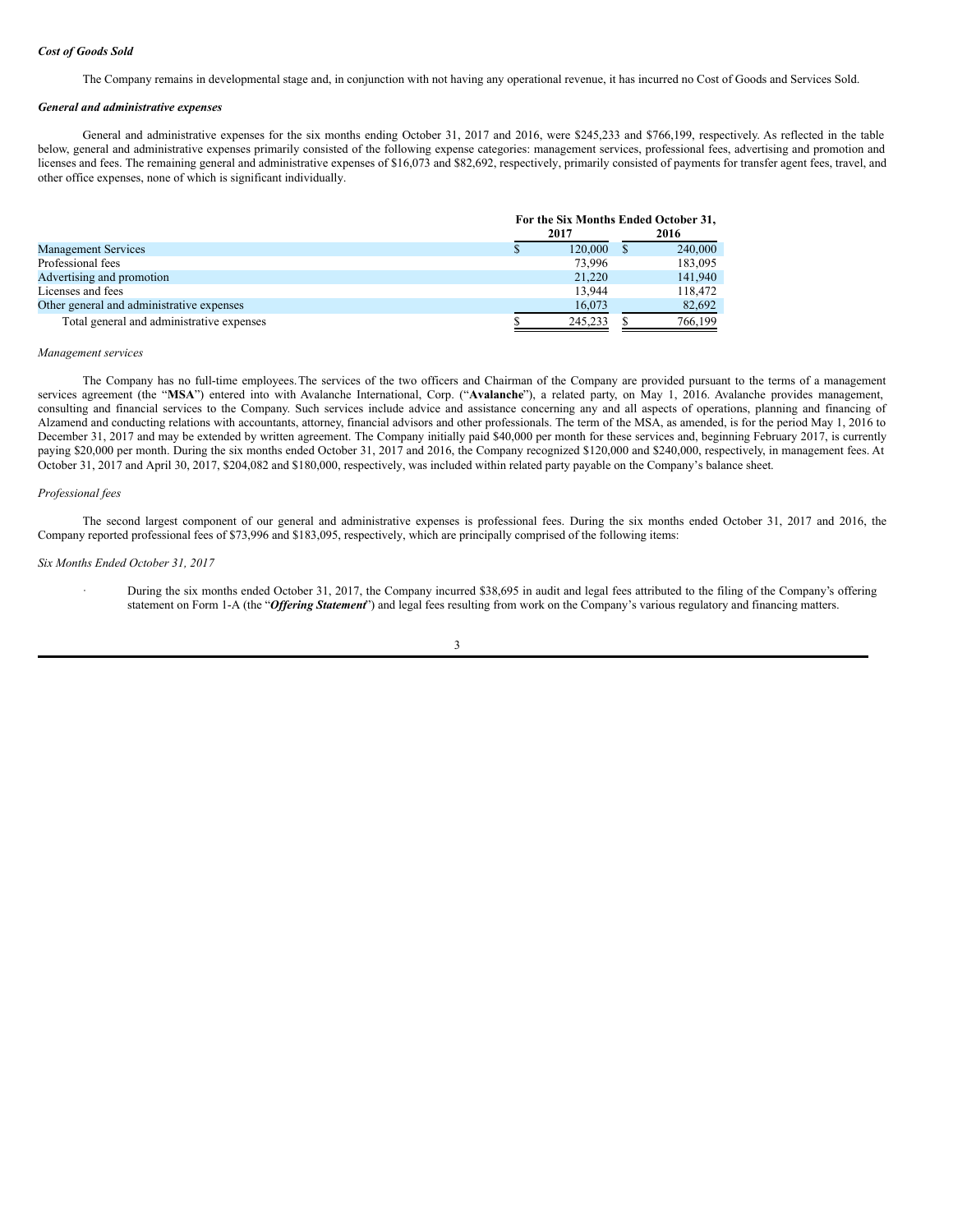***Cost of Goods Sold***

The Company remains in developmental stage and, in conjunction with not having any operational revenue, it has incurred no Cost of Goods and Services Sold.

***General and administrative expenses***

General and administrative expenses for the six months ending October 31, 2017 and 2016, were $245,233 and $766,199, respectively. As reflected in the table below, general and administrative expenses primarily consisted of the following expense categories: management services, professional fees, advertising and promotion and licenses and fees. The remaining general and administrative expenses of $16,073 and $82,692, respectively, primarily consisted of payments for transfer agent fees, travel, and other office expenses, none of which is significant individually.

| | For the Six Months Ended October 31, | |
|---|---|---|
| | **2017** | **2016** |
| Management Services | $ 120,000 | $ 240,000 |
| Professional fees | 73,996 | 183,095 |
| Advertising and promotion | 21,220 | 141,940 |
| Licenses and fees | 13,944 | 118,472 |
| Other general and administrative expenses | 16,073 | 82,692 |
| Total general and administrative expenses | $ 245,233 | $ 766,199 |

*Management services*

The Company has no full-time employees. The services of the two officers and Chairman of the Company are provided pursuant to the terms of a management services agreement (the "**MSA**") entered into with Avalanche International, Corp. ("**Avalanche**"), a related party, on May 1, 2016. Avalanche provides management, consulting and financial services to the Company. Such services include advice and assistance concerning any and all aspects of operations, planning and financing of Alzamend and conducting relations with accountants, attorney, financial advisors and other professionals. The term of the MSA, as amended, is for the period May 1, 2016 to December 31, 2017 and may be extended by written agreement. The Company initially paid $40,000 per month for these services and, beginning February 2017, is currently paying $20,000 per month. During the six months ended October 31, 2017 and 2016, the Company recognized $120,000 and $240,000, respectively, in management fees. At October 31, 2017 and April 30, 2017, $204,082 and $180,000, respectively, was included within related party payable on the Company's balance sheet.

*Professional fees*

The second largest component of our general and administrative expenses is professional fees. During the six months ended October 31, 2017 and 2016, the Company reported professional fees of $73,996 and $183,095, respectively, which are principally comprised of the following items:

*Six Months Ended October 31, 2017*

- During the six months ended October 31, 2017, the Company incurred $38,695 in audit and legal fees attributed to the filing of the Company's offering statement on Form 1-A (the "***Offering Statement***") and legal fees resulting from work on the Company's various regulatory and financing matters.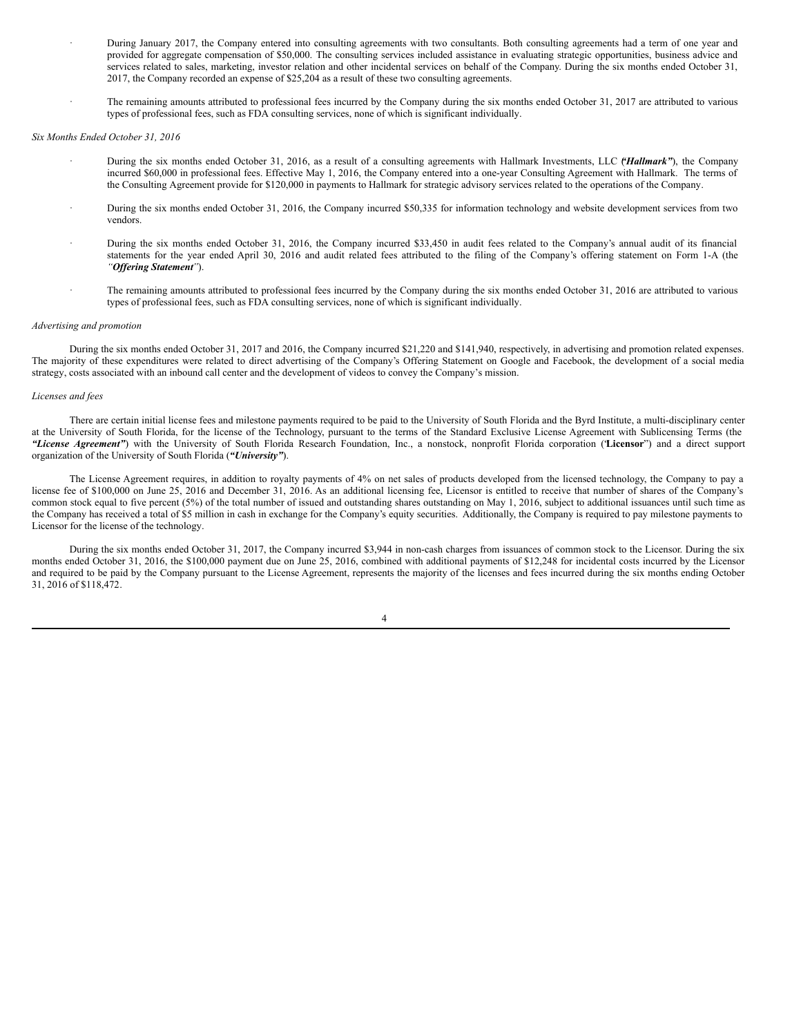- During January 2017, the Company entered into consulting agreements with two consultants. Both consulting agreements had a term of one year and provided for aggregate compensation of $50,000. The consulting services included assistance in evaluating strategic opportunities, business advice and services related to sales, marketing, investor relation and other incidental services on behalf of the Company. During the six months ended October 31, 2017, the Company recorded an expense of $25,204 as a result of these two consulting agreements.

- The remaining amounts attributed to professional fees incurred by the Company during the six months ended October 31, 2017 are attributed to various types of professional fees, such as FDA consulting services, none of which is significant individually.

*Six Months Ended October 31, 2016*

- During the six months ended October 31, 2016, as a result of a consulting agreements with Hallmark Investments, LLC (***"Hallmark"***), the Company incurred $60,000 in professional fees. Effective May 1, 2016, the Company entered into a one-year Consulting Agreement with Hallmark. The terms of the Consulting Agreement provide for $120,000 in payments to Hallmark for strategic advisory services related to the operations of the Company.

- During the six months ended October 31, 2016, the Company incurred $50,335 for information technology and website development services from two vendors.

- During the six months ended October 31, 2016, the Company incurred $33,450 in audit fees related to the Company's annual audit of its financial statements for the year ended April 30, 2016 and audit related fees attributed to the filing of the Company's offering statement on Form 1-A (the *"**Offering Statement**"*).

- The remaining amounts attributed to professional fees incurred by the Company during the six months ended October 31, 2016 are attributed to various types of professional fees, such as FDA consulting services, none of which is significant individually.

*Advertising and promotion*

During the six months ended October 31, 2017 and 2016, the Company incurred $21,220 and $141,940, respectively, in advertising and promotion related expenses. The majority of these expenditures were related to direct advertising of the Company's Offering Statement on Google and Facebook, the development of a social media strategy, costs associated with an inbound call center and the development of videos to convey the Company's mission.

*Licenses and fees*

There are certain initial license fees and milestone payments required to be paid to the University of South Florida and the Byrd Institute, a multi-disciplinary center at the University of South Florida, for the license of the Technology, pursuant to the terms of the Standard Exclusive License Agreement with Sublicensing Terms (the ***"License Agreement"***) with the University of South Florida Research Foundation, Inc., a nonstock, nonprofit Florida corporation ("**Licensor**") and a direct support organization of the University of South Florida (***"University"***).

The License Agreement requires, in addition to royalty payments of 4% on net sales of products developed from the licensed technology, the Company to pay a license fee of $100,000 on June 25, 2016 and December 31, 2016. As an additional licensing fee, Licensor is entitled to receive that number of shares of the Company's common stock equal to five percent (5%) of the total number of issued and outstanding shares outstanding on May 1, 2016, subject to additional issuances until such time as the Company has received a total of $5 million in cash in exchange for the Company's equity securities. Additionally, the Company is required to pay milestone payments to Licensor for the license of the technology.

During the six months ended October 31, 2017, the Company incurred $3,944 in non-cash charges from issuances of common stock to the Licensor. During the six months ended October 31, 2016, the $100,000 payment due on June 25, 2016, combined with additional payments of $12,248 for incidental costs incurred by the Licensor and required to be paid by the Company pursuant to the License Agreement, represents the majority of the licenses and fees incurred during the six months ending October 31, 2016 of $118,472.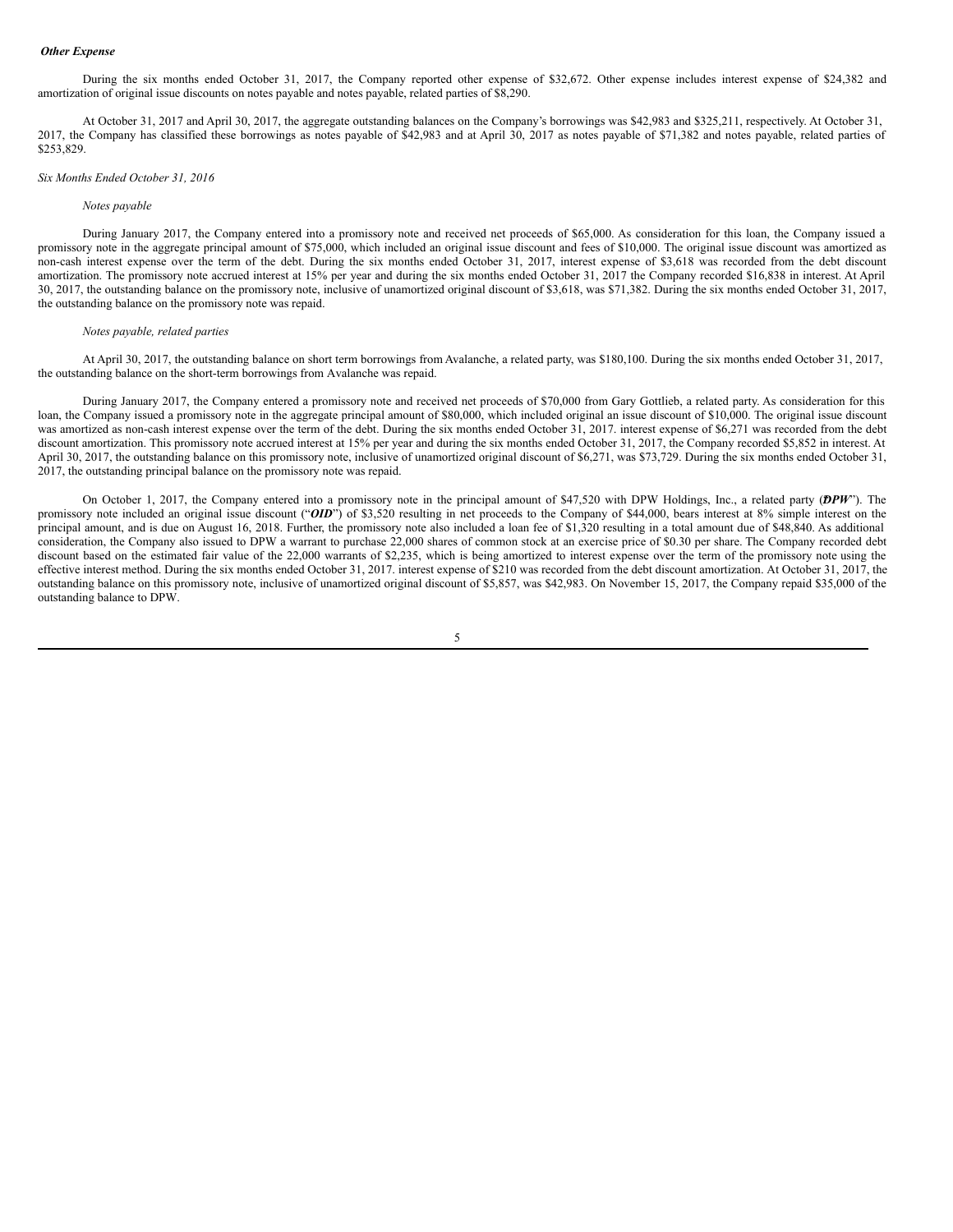***Other Expense***

During the six months ended October 31, 2017, the Company reported other expense of $32,672. Other expense includes interest expense of $24,382 and amortization of original issue discounts on notes payable and notes payable, related parties of $8,290.

At October 31, 2017 and April 30, 2017, the aggregate outstanding balances on the Company's borrowings was $42,983 and $325,211, respectively. At October 31, 2017, the Company has classified these borrowings as notes payable of $42,983 and at April 30, 2017 as notes payable of $71,382 and notes payable, related parties of $253,829.

*Six Months Ended October 31, 2016*

*Notes payable*

During January 2017, the Company entered into a promissory note and received net proceeds of $65,000. As consideration for this loan, the Company issued a promissory note in the aggregate principal amount of $75,000, which included an original issue discount and fees of $10,000. The original issue discount was amortized as non-cash interest expense over the term of the debt. During the six months ended October 31, 2017, interest expense of $3,618 was recorded from the debt discount amortization. The promissory note accrued interest at 15% per year and during the six months ended October 31, 2017 the Company recorded $16,838 in interest. At April 30, 2017, the outstanding balance on the promissory note, inclusive of unamortized original discount of $3,618, was $71,382. During the six months ended October 31, 2017, the outstanding balance on the promissory note was repaid.

*Notes payable, related parties*

At April 30, 2017, the outstanding balance on short term borrowings from Avalanche, a related party, was $180,100. During the six months ended October 31, 2017, the outstanding balance on the short-term borrowings from Avalanche was repaid.

During January 2017, the Company entered a promissory note and received net proceeds of $70,000 from Gary Gottlieb, a related party. As consideration for this loan, the Company issued a promissory note in the aggregate principal amount of $80,000, which included an issue discount of $10,000. The original issue discount was amortized as non-cash interest expense over the term of the debt. During the six months ended October 31, 2017. interest expense of $6,271 was recorded from the debt discount amortization. This promissory note accrued interest at 15% per year and during the six months ended October 31, 2017, the Company recorded $5,852 in interest. At April 30, 2017, the outstanding balance on this promissory note, inclusive of unamortized original discount of $6,271, was $73,729. During the six months ended October 31, 2017, the outstanding principal balance on the promissory note was repaid.

On October 1, 2017, the Company entered into a promissory note in the principal amount of $47,520 with DPW Holdings, Inc., a related party (***DPW***"). The promissory note included an original issue discount ("***OID***") of $3,520 resulting in net proceeds to the Company of $44,000, bears interest at 8% simple interest on the principal amount, and is due on August 16, 2018. Further, the promissory note also included a loan fee of $1,320 resulting in a total amount due of $48,840. As additional consideration, the Company also issued to DPW a warrant to purchase 22,000 shares of common stock at an exercise price of $0.30 per share. The Company recorded debt discount based on the estimated fair value of the 22,000 warrants of $2,235, which is being amortized to interest expense over the term of the promissory note using the effective interest method. During the six months ended October 31, 2017. interest expense of $210 was recorded from the debt discount amortization. At October 31, 2017, the outstanding balance on this promissory note, inclusive of unamortized original discount of $5,857, was $42,983. On November 15, 2017, the Company repaid $35,000 of the outstanding balance to DPW.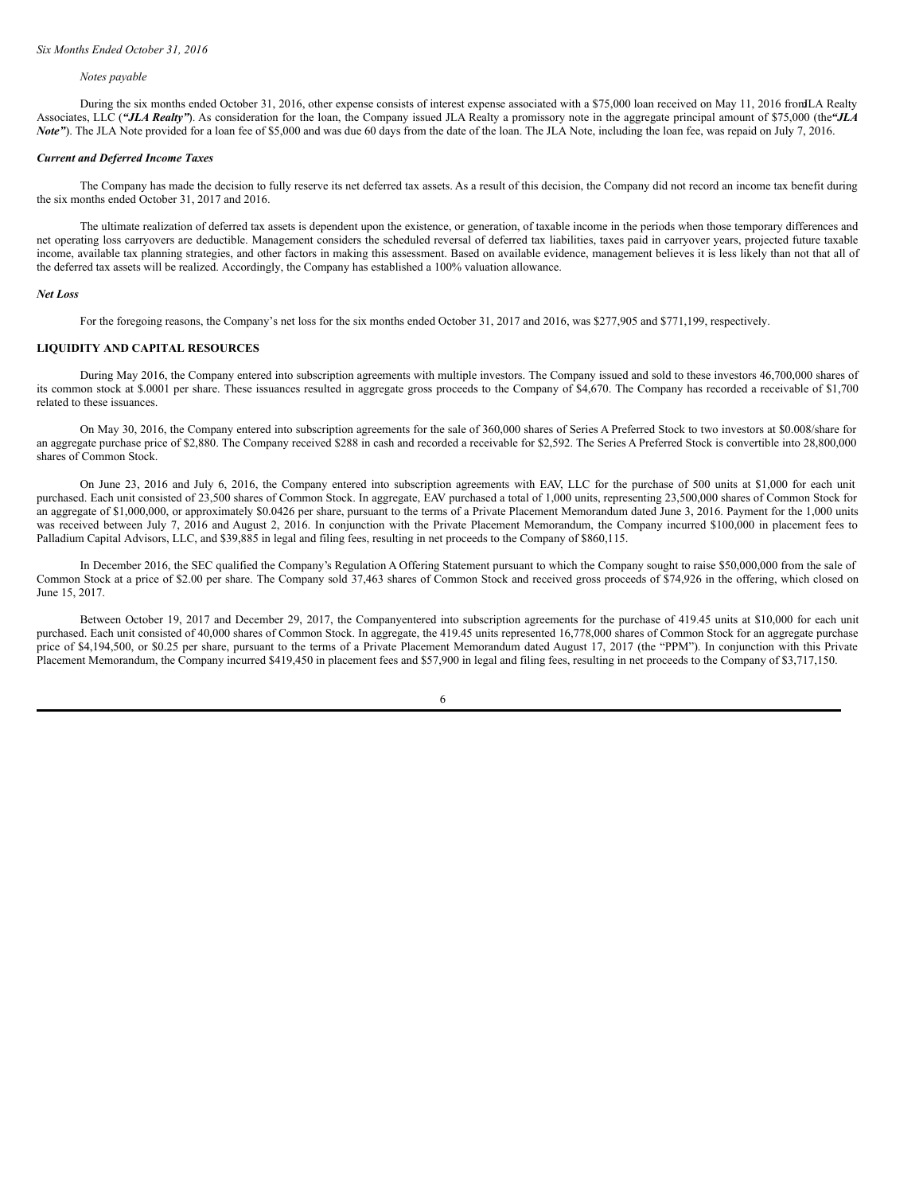*Six Months Ended October 31, 2016*

*Notes payable*

During the six months ended October 31, 2016, other expense consists of interest expense associated with a $75,000 loan received on May 11, 2016 from JLA Realty Associates, LLC (***"JLA Realty"***). As consideration for the loan, the Company issued JLA Realty a promissory note in the aggregate principal amount of $75,000 (the ***"JLA Note"***). The JLA Note provided for a loan fee of $5,000 and was due 60 days from the date of the loan. The JLA Note, including the loan fee, was repaid on July 7, 2016.

***Current and Deferred Income Taxes***

The Company has made the decision to fully reserve its net deferred tax assets. As a result of this decision, the Company did not record an income tax benefit during the six months ended October 31, 2017 and 2016.

The ultimate realization of deferred tax assets is dependent upon the existence, or generation, of taxable income in the periods when those temporary differences and net operating loss carryovers are deductible. Management considers the scheduled reversal of deferred tax liabilities, taxes paid in carryover years, projected future taxable income, available tax planning strategies, and other factors in making this assessment. Based on available evidence, management believes it is less likely than not that all of the deferred tax assets will be realized. Accordingly, the Company has established a 100% valuation allowance.

***Net Loss***

For the foregoing reasons, the Company's net loss for the six months ended October 31, 2017 and 2016, was $277,905 and $771,199, respectively.

**LIQUIDITY AND CAPITAL RESOURCES**

During May 2016, the Company entered into subscription agreements with multiple investors. The Company issued and sold to these investors 46,700,000 shares of its common stock at $.0001 per share. These issuances resulted in aggregate gross proceeds to the Company of $4,670. The Company has recorded a receivable of $1,700 related to these issuances.

On May 30, 2016, the Company entered into subscription agreements for the sale of 360,000 shares of Series A Preferred Stock to two investors at $0.008/share for an aggregate purchase price of $2,880. The Company received $288 in cash and recorded a receivable for $2,592. The Series A Preferred Stock is convertible into 28,800,000 shares of Common Stock.

On June 23, 2016 and July 6, 2016, the Company entered into subscription agreements with EAV, LLC for the purchase of 500 units at $1,000 for each unit purchased. Each unit consisted of 23,500 shares of Common Stock. In aggregate, EAV purchased a total of 1,000 units, representing 23,500,000 shares of Common Stock for an aggregate of $1,000,000, or approximately $0.0426 per share, pursuant to the terms of a Private Placement Memorandum dated June 3, 2016. Payment for the 1,000 units was received between July 7, 2016 and August 2, 2016. In conjunction with the Private Placement Memorandum, the Company incurred $100,000 in placement fees to Palladium Capital Advisors, LLC, and $39,885 in legal and filing fees, resulting in net proceeds to the Company of $860,115.

In December 2016, the SEC qualified the Company's Regulation A Offering Statement pursuant to which the Company sought to raise $50,000,000 from the sale of Common Stock at a price of $2.00 per share. The Company sold 37,463 shares of Common Stock and received gross proceeds of $74,926 in the offering, which closed on June 15, 2017.

Between October 19, 2017 and December 29, 2017, the Company entered into subscription agreements for the purchase of 419.45 units at $10,000 for each unit purchased. Each unit consisted of 40,000 shares of Common Stock. In aggregate, the 419.45 units represented 16,778,000 shares of Common Stock for an aggregate purchase price of $4,194,500, or $0.25 per share, pursuant to the terms of a Private Placement Memorandum dated August 17, 2017 (the "PPM"). In conjunction with this Private Placement Memorandum, the Company incurred $419,450 in placement fees and $57,900 in legal and filing fees, resulting in net proceeds to the Company of $3,717,150.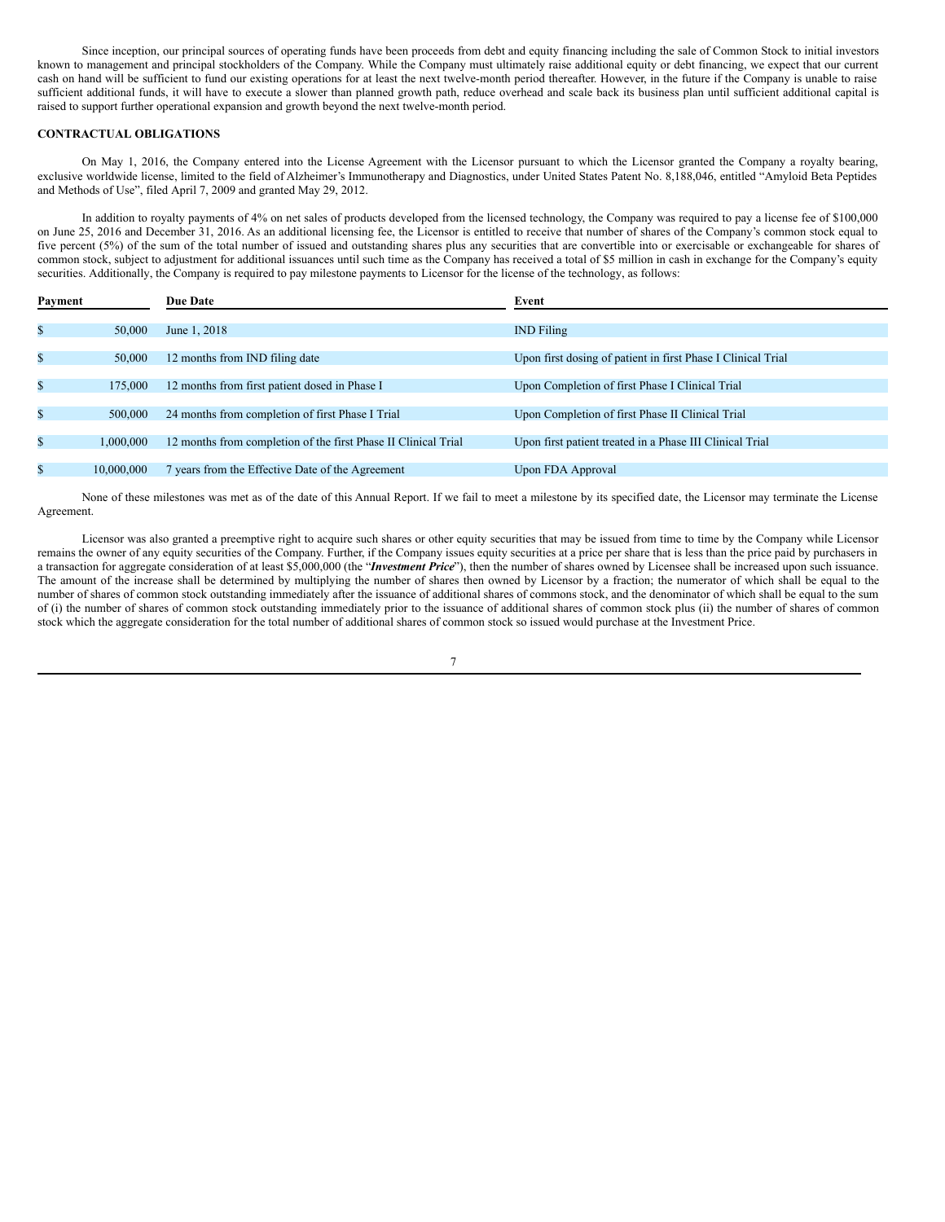Since inception, our principal sources of operating funds have been proceeds from debt and equity financing including the sale of Common Stock to initial investors known to management and principal stockholders of the Company. While the Company must ultimately raise additional equity or debt financing, we expect that our current cash on hand will be sufficient to fund our existing operations for at least the next twelve-month period thereafter. However, in the future if the Company is unable to raise sufficient additional funds, it will have to execute a slower than planned growth path, reduce overhead and scale back its business plan until sufficient additional capital is raised to support further operational expansion and growth beyond the next twelve-month period.

### CONTRACTUAL OBLIGATIONS

On May 1, 2016, the Company entered into the License Agreement with the Licensor pursuant to which the Licensor granted the Company a royalty bearing, exclusive worldwide license, limited to the field of Alzheimer's Immunotherapy and Diagnostics, under United States Patent No. 8,188,046, entitled "Amyloid Beta Peptides and Methods of Use", filed April 7, 2009 and granted May 29, 2012.

In addition to royalty payments of 4% on net sales of products developed from the licensed technology, the Company was required to pay a license fee of $100,000 on June 25, 2016 and December 31, 2016. As an additional licensing fee, the Licensor is entitled to receive that number of shares of the Company's common stock equal to five percent (5%) of the sum of the total number of issued and outstanding shares plus any securities that are convertible into or exercisable or exchangeable for shares of common stock, subject to adjustment for additional issuances until such time as the Company has received a total of $5 million in cash in exchange for the Company's equity securities. Additionally, the Company is required to pay milestone payments to Licensor for the license of the technology, as follows:

| Payment | Due Date | Event |
|---|---|---|
| $ 50,000 | June 1, 2018 | IND Filing |
| $ 50,000 | 12 months from IND filing date | Upon first dosing of patient in first Phase I Clinical Trial |
| $ 175,000 | 12 months from first patient dosed in Phase I | Upon Completion of first Phase I Clinical Trial |
| $ 500,000 | 24 months from completion of first Phase I Trial | Upon Completion of first Phase II Clinical Trial |
| $ 1,000,000 | 12 months from completion of the first Phase II Clinical Trial | Upon first patient treated in a Phase III Clinical Trial |
| $ 10,000,000 | 7 years from the Effective Date of the Agreement | Upon FDA Approval |

None of these milestones was met as of the date of this Annual Report. If we fail to meet a milestone by its specified date, the Licensor may terminate the License Agreement.

Licensor was also granted a preemptive right to acquire such shares or other equity securities that may be issued from time to time by the Company while Licensor remains the owner of any equity securities of the Company. Further, if the Company issues equity securities at a price per share that is less than the price paid by purchasers in a transaction for aggregate consideration of at least $5,000,000 (the "***Investment Price***"), then the number of shares owned by Licensee shall be increased upon such issuance. The amount of the increase shall be determined by multiplying the number of shares then owned by Licensor by a fraction; the numerator of which shall be equal to the number of shares of common stock outstanding immediately after the issuance of additional shares of commons stock, and the denominator of which shall be equal to the sum of (i) the number of shares of common stock outstanding immediately prior to the issuance of additional shares of common stock plus (ii) the number of shares of common stock which the aggregate consideration for the total number of additional shares of common stock so issued would purchase at the Investment Price.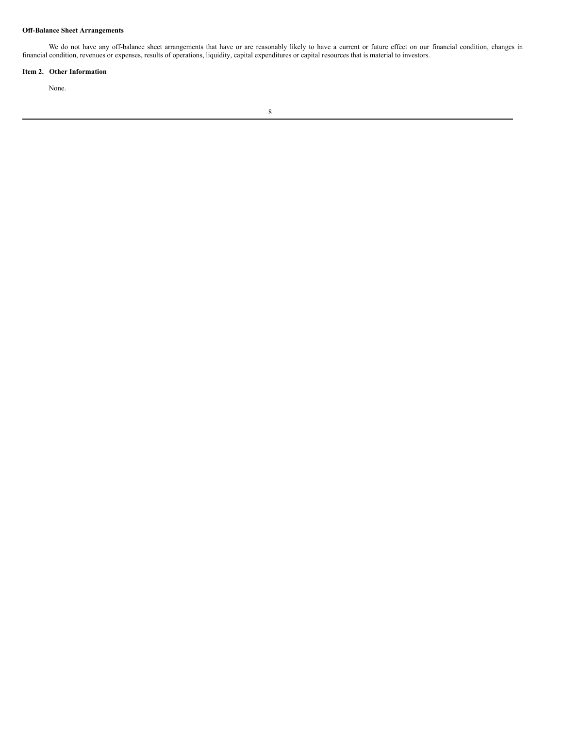**Off-Balance Sheet Arrangements**

We do not have any off-balance sheet arrangements that have or are reasonably likely to have a current or future effect on our financial condition, changes in financial condition, revenues or expenses, results of operations, liquidity, capital expenditures or capital resources that is material to investors.

**Item 2. Other Information**

None.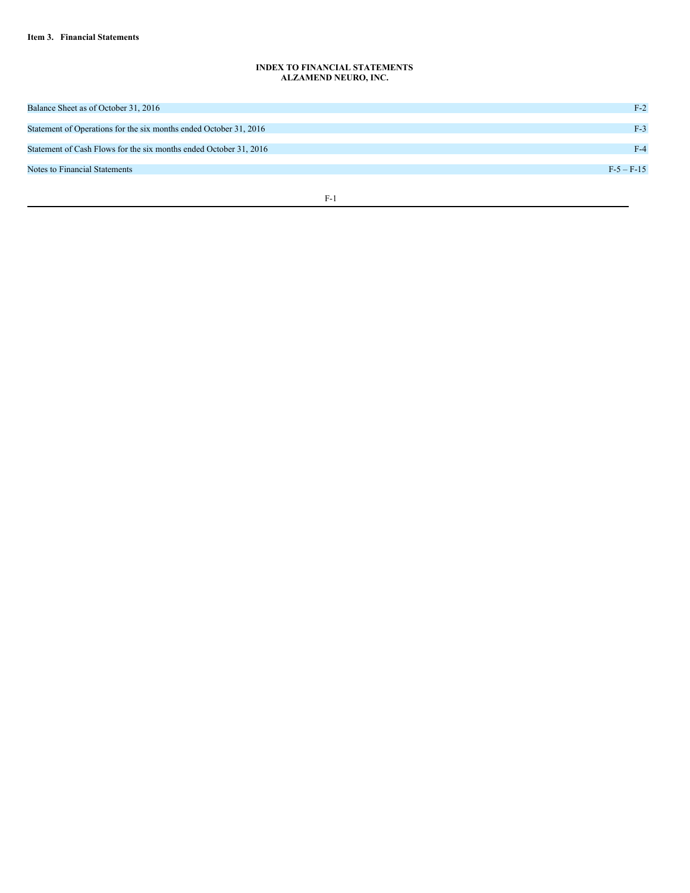**Item 3. Financial Statements**

**INDEX TO FINANCIAL STATEMENTS**
**ALZAMEND NEURO, INC.**

| | |
|---|---|
| Balance Sheet as of October 31, 2016 | F-2 |
| Statement of Operations for the six months ended October 31, 2016 | F-3 |
| Statement of Cash Flows for the six months ended October 31, 2016 | F-4 |
| Notes to Financial Statements | F-5 – F-15 |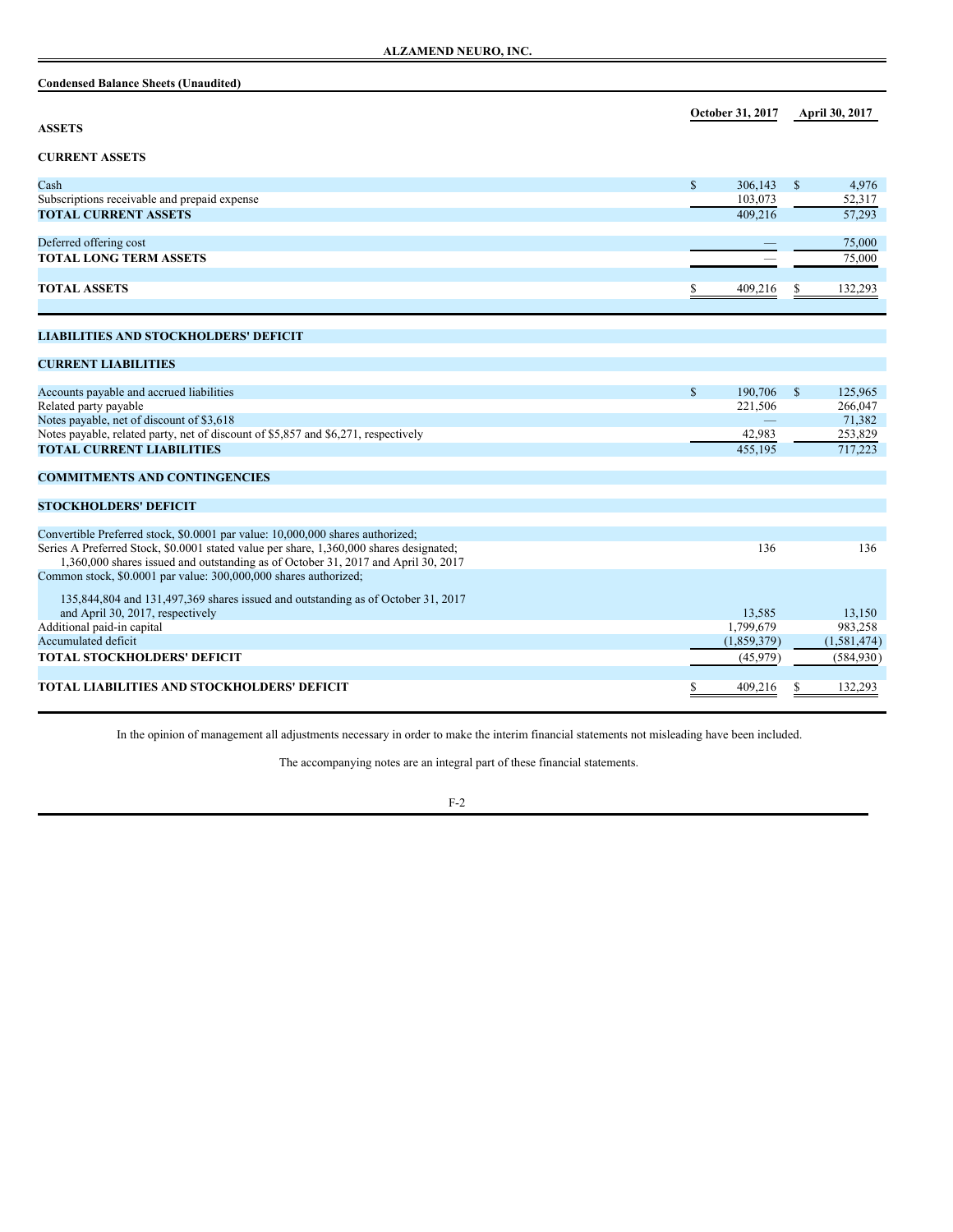**ALZAMEND NEURO, INC.**

**Condensed Balance Sheets (Unaudited)**

| | October 31, 2017 | April 30, 2017 |
|---|---|---|
| **ASSETS** | | |
| **CURRENT ASSETS** | | |
| Cash | $ 306,143 | $ 4,976 |
| Subscriptions receivable and prepaid expense | 103,073 | 52,317 |
| **TOTAL CURRENT ASSETS** | 409,216 | 57,293 |
| Deferred offering cost | — | 75,000 |
| **TOTAL LONG TERM ASSETS** | — | 75,000 |
| **TOTAL ASSETS** | $ 409,216 | $ 132,293 |
| **LIABILITIES AND STOCKHOLDERS' DEFICIT** | | |
| **CURRENT LIABILITIES** | | |
| Accounts payable and accrued liabilities | $ 190,706 | $ 125,965 |
| Related party payable | 221,506 | 266,047 |
| Notes payable, net of discount of $3,618 | — | 71,382 |
| Notes payable, related party, net of discount of $5,857 and $6,271, respectively | 42,983 | 253,829 |
| **TOTAL CURRENT LIABILITIES** | 455,195 | 717,223 |
| **COMMITMENTS AND CONTINGENCIES** | | |
| **STOCKHOLDERS' DEFICIT** | | |
| Convertible Preferred stock, $0.0001 par value: 10,000,000 shares authorized; | | |
| Series A Preferred Stock, $0.0001 stated value per share, 1,360,000 shares designated; 1,360,000 shares issued and outstanding as of October 31, 2017 and April 30, 2017 | 136 | 136 |
| Common stock, $0.0001 par value: 300,000,000 shares authorized; 135,844,804 and 131,497,369 shares issued and outstanding as of October 31, 2017 and April 30, 2017, respectively | 13,585 | 13,150 |
| Additional paid-in capital | 1,799,679 | 983,258 |
| Accumulated deficit | (1,859,379) | (1,581,474) |
| **TOTAL STOCKHOLDERS' DEFICIT** | (45,979) | (584,930) |
| **TOTAL LIABILITIES AND STOCKHOLDERS' DEFICIT** | $ 409,216 | $ 132,293 |

In the opinion of management all adjustments necessary in order to make the interim financial statements not misleading have been included.

The accompanying notes are an integral part of these financial statements.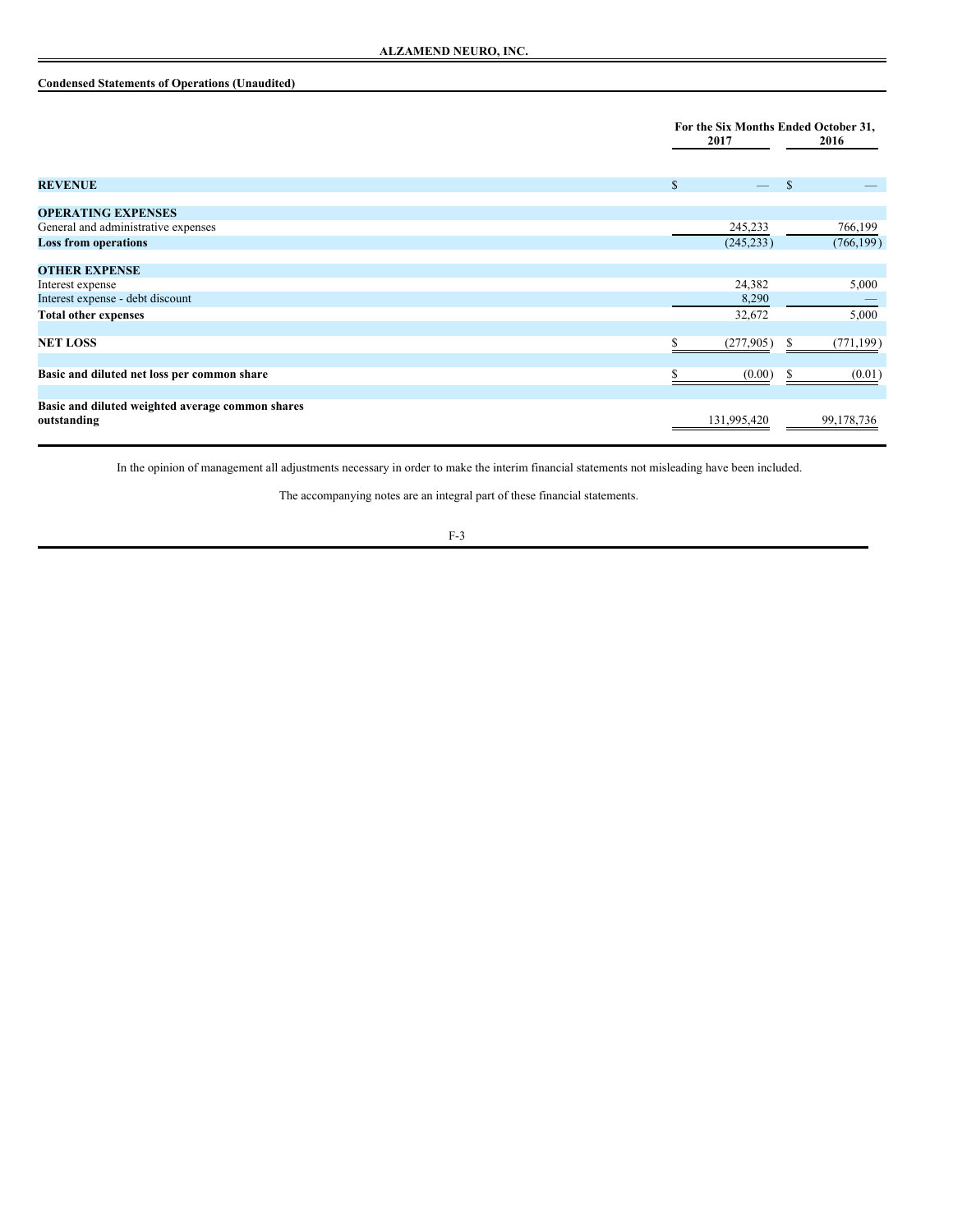# ALZAMEND NEURO, INC.

## Condensed Statements of Operations (Unaudited)

| | For the Six Months Ended October 31, | |
|---|---|---|
| | 2017 | 2016 |
| **REVENUE** | $ — | $ — |
| **OPERATING EXPENSES** | | |
| General and administrative expenses | 245,233 | 766,199 |
| **Loss from operations** | (245,233) | (766,199) |
| **OTHER EXPENSE** | | |
| Interest expense | 24,382 | 5,000 |
| Interest expense - debt discount | 8,290 | — |
| **Total other expenses** | 32,672 | 5,000 |
| **NET LOSS** | $ (277,905) | $ (771,199) |
| **Basic and diluted net loss per common share** | $ (0.00) | $ (0.01) |
| **Basic and diluted weighted average common shares outstanding** | 131,995,420 | 99,178,736 |

In the opinion of management all adjustments necessary in order to make the interim financial statements not misleading have been included.

The accompanying notes are an integral part of these financial statements.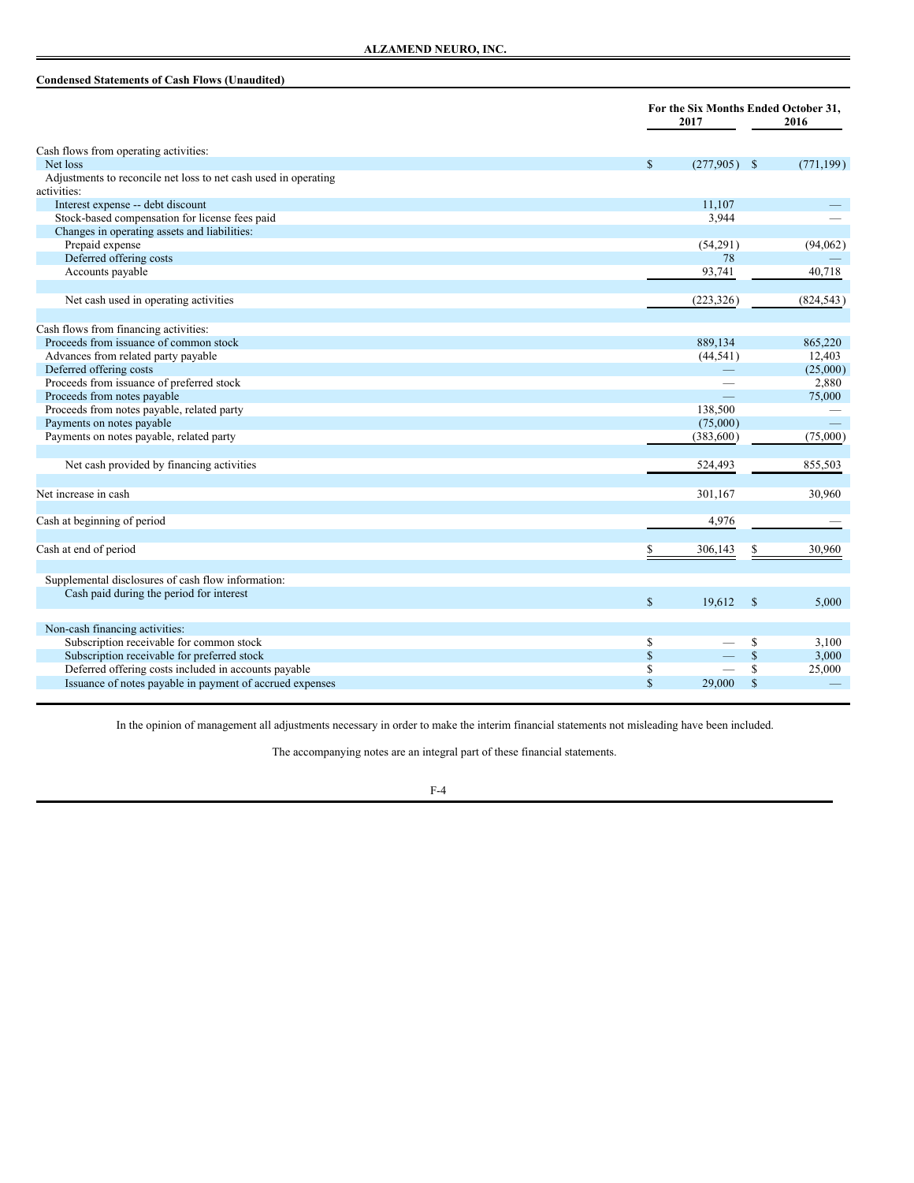**ALZAMEND NEURO, INC.**

**Condensed Statements of Cash Flows (Unaudited)**

| | For the Six Months Ended October 31, 2017 | 2016 |
|---|---|---|
| Cash flows from operating activities: | | |
| Net loss | $ (277,905) | $ (771,199) |
| Adjustments to reconcile net loss to net cash used in operating activities: | | |
| Interest expense -- debt discount | 11,107 | — |
| Stock-based compensation for license fees paid | 3,944 | — |
| Changes in operating assets and liabilities: | | |
| Prepaid expense | (54,291) | (94,062) |
| Deferred offering costs | 78 | — |
| Accounts payable | 93,741 | 40,718 |
| Net cash used in operating activities | (223,326) | (824,543) |
| Cash flows from financing activities: | | |
| Proceeds from issuance of common stock | 889,134 | 865,220 |
| Advances from related party payable | (44,541) | 12,403 |
| Deferred offering costs | — | (25,000) |
| Proceeds from issuance of preferred stock | — | 2,880 |
| Proceeds from notes payable | — | 75,000 |
| Proceeds from notes payable, related party | 138,500 | — |
| Payments on notes payable | (75,000) | — |
| Payments on notes payable, related party | (383,600) | (75,000) |
| Net cash provided by financing activities | 524,493 | 855,503 |
| Net increase in cash | 301,167 | 30,960 |
| Cash at beginning of period | 4,976 | — |
| Cash at end of period | $ 306,143 | $ 30,960 |
| Supplemental disclosures of cash flow information: | | |
| Cash paid during the period for interest | $ 19,612 | $ 5,000 |
| Non-cash financing activities: | | |
| Subscription receivable for common stock | $ — | $ 3,100 |
| Subscription receivable for preferred stock | $ — | $ 3,000 |
| Deferred offering costs included in accounts payable | $ — | $ 25,000 |
| Issuance of notes payable in payment of accrued expenses | $ 29,000 | $ — |

In the opinion of management all adjustments necessary in order to make the interim financial statements not misleading have been included.

The accompanying notes are an integral part of these financial statements.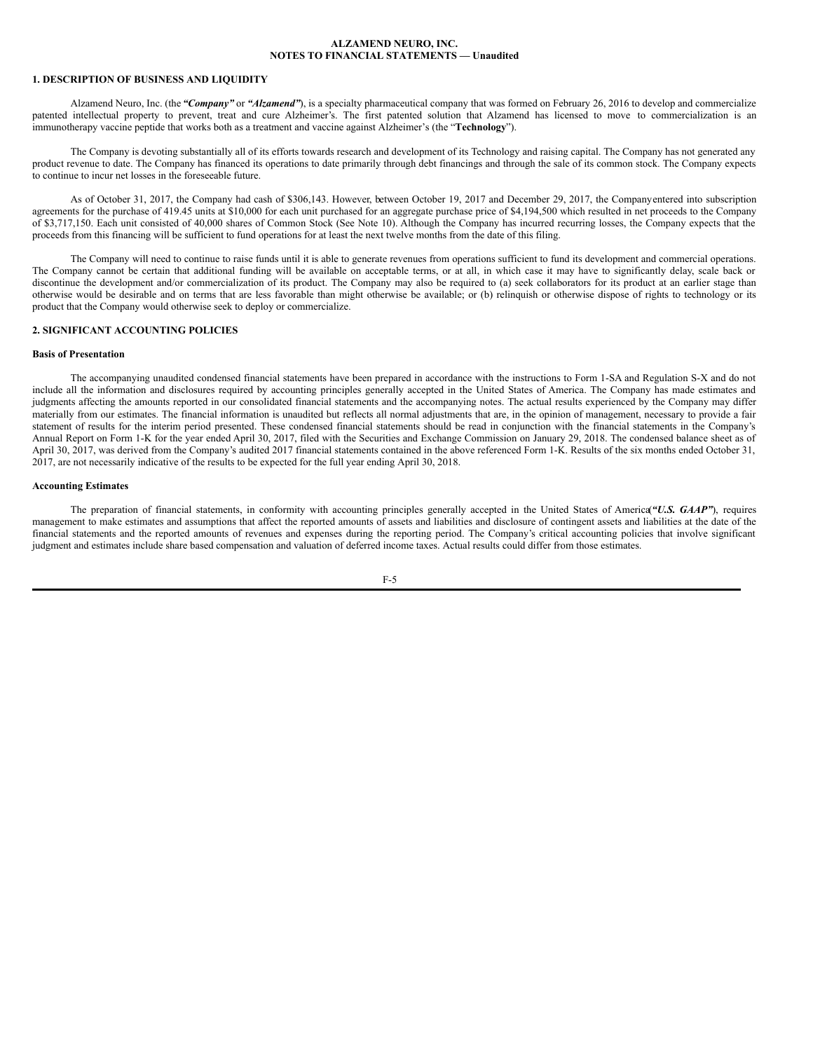**ALZAMEND NEURO, INC.**
**NOTES TO FINANCIAL STATEMENTS — Unaudited**

## 1. DESCRIPTION OF BUSINESS AND LIQUIDITY

Alzamend Neuro, Inc. (the ***"Company"*** or ***"Alzamend"***), is a specialty pharmaceutical company that was formed on February 26, 2016 to develop and commercialize patented intellectual property to prevent, treat and cure Alzheimer's. The first patented solution that Alzamend has licensed to move to commercialization is an immunotherapy vaccine peptide that works both as a treatment and vaccine against Alzheimer's (the "**Technology**").

The Company is devoting substantially all of its efforts towards research and development of its Technology and raising capital. The Company has not generated any product revenue to date. The Company has financed its operations to date primarily through debt financings and through the sale of its common stock. The Company expects to continue to incur net losses in the foreseeable future.

As of October 31, 2017, the Company had cash of $306,143. However, between October 19, 2017 and December 29, 2017, the Company entered into subscription agreements for the purchase of 419.45 units at $10,000 for each unit purchased for an aggregate purchase price of $4,194,500 which resulted in net proceeds to the Company of $3,717,150. Each unit consisted of 40,000 shares of Common Stock (See Note 10). Although the Company has incurred recurring losses, the Company expects that the proceeds from this financing will be sufficient to fund operations for at least the next twelve months from the date of this filing.

The Company will need to continue to raise funds until it is able to generate revenues from operations sufficient to fund its development and commercial operations. The Company cannot be certain that additional funding will be available on acceptable terms, or at all, in which case it may have to significantly delay, scale back or discontinue the development and/or commercialization of its product. The Company may also be required to (a) seek collaborators for its product at an earlier stage than otherwise would be desirable and on terms that are less favorable than might otherwise be available; or (b) relinquish or otherwise dispose of rights to technology or its product that the Company would otherwise seek to deploy or commercialize.

## 2. SIGNIFICANT ACCOUNTING POLICIES

### Basis of Presentation

The accompanying unaudited condensed financial statements have been prepared in accordance with the instructions to Form 1-SA and Regulation S-X and do not include all the information and disclosures required by accounting principles generally accepted in the United States of America. The Company has made estimates and judgments affecting the amounts reported in our consolidated financial statements and the accompanying notes. The actual results experienced by the Company may differ materially from our estimates. The financial information is unaudited but reflects all normal adjustments that are, in the opinion of management, necessary to provide a fair statement of results for the interim period presented. These condensed financial statements should be read in conjunction with the financial statements in the Company's Annual Report on Form 1-K for the year ended April 30, 2017, filed with the Securities and Exchange Commission on January 29, 2018. The condensed balance sheet as of April 30, 2017, was derived from the Company's audited 2017 financial statements contained in the above referenced Form 1-K. Results of the six months ended October 31, 2017, are not necessarily indicative of the results to be expected for the full year ending April 30, 2018.

### Accounting Estimates

The preparation of financial statements, in conformity with accounting principles generally accepted in the United States of America (***"U.S. GAAP"***), requires management to make estimates and assumptions that affect the reported amounts of assets and liabilities and disclosure of contingent assets and liabilities at the date of the financial statements and the reported amounts of revenues and expenses during the reporting period. The Company's critical accounting policies that involve significant judgment and estimates include share based compensation and valuation of deferred income taxes. Actual results could differ from those estimates.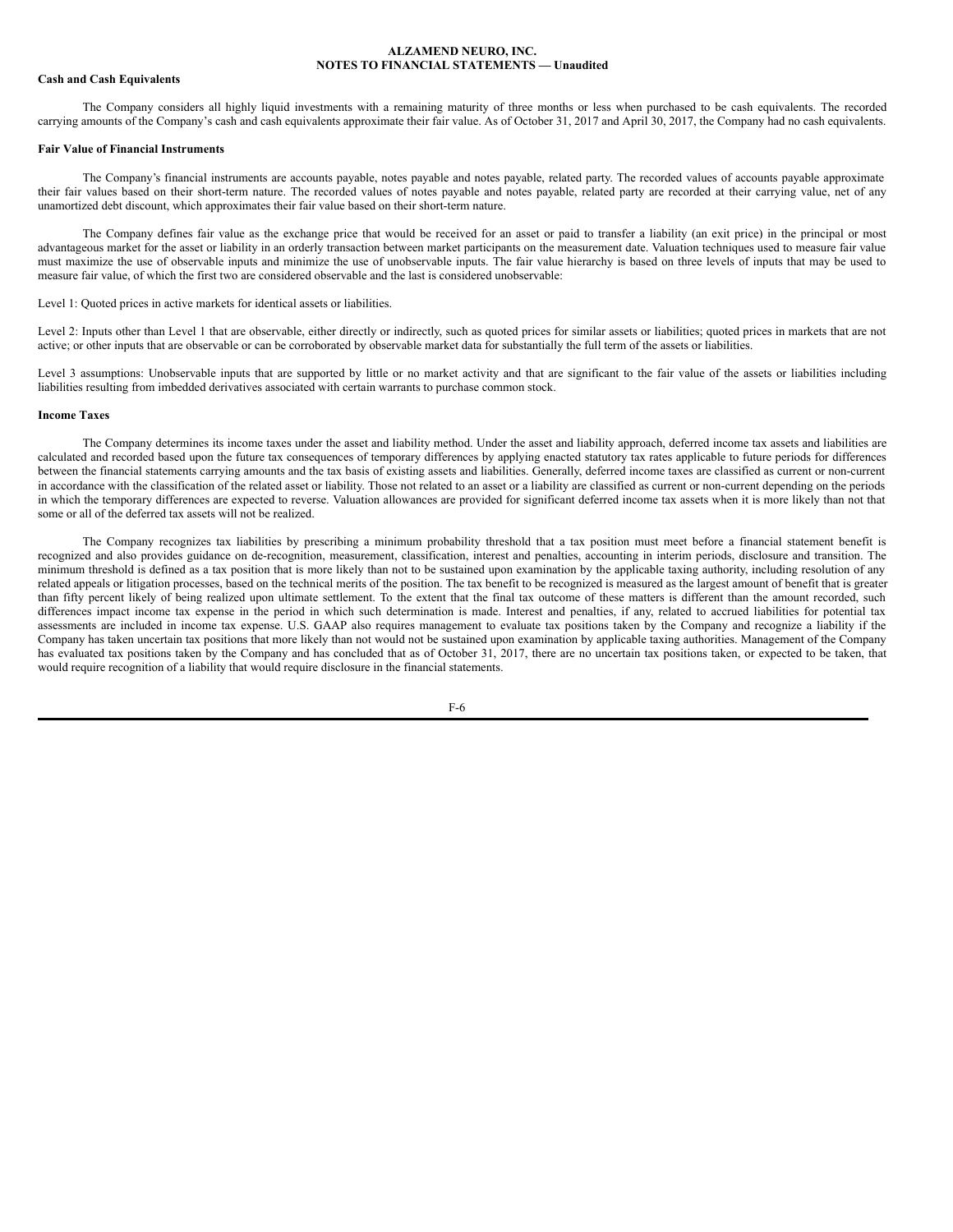**Cash and Cash Equivalents**

The Company considers all highly liquid investments with a remaining maturity of three months or less when purchased to be cash equivalents. The recorded carrying amounts of the Company's cash and cash equivalents approximate their fair value. As of October 31, 2017 and April 30, 2017, the Company had no cash equivalents.

**Fair Value of Financial Instruments**

The Company's financial instruments are accounts payable, notes payable and notes payable, related party. The recorded values of accounts payable approximate their fair values based on their short-term nature. The recorded values of notes payable and notes payable, related party are recorded at their carrying value, net of any unamortized debt discount, which approximates their fair value based on their short-term nature.

The Company defines fair value as the exchange price that would be received for an asset or paid to transfer a liability (an exit price) in the principal or most advantageous market for the asset or liability in an orderly transaction between market participants on the measurement date. Valuation techniques used to measure fair value must maximize the use of observable inputs and minimize the use of unobservable inputs. The fair value hierarchy is based on three levels of inputs that may be used to measure fair value, of which the first two are considered observable and the last is considered unobservable:

Level 1: Quoted prices in active markets for identical assets or liabilities.

Level 2: Inputs other than Level 1 that are observable, either directly or indirectly, such as quoted prices for similar assets or liabilities; quoted prices in markets that are not active; or other inputs that are observable or can be corroborated by observable market data for substantially the full term of the assets or liabilities.

Level 3 assumptions: Unobservable inputs that are supported by little or no market activity and that are significant to the fair value of the assets or liabilities including liabilities resulting from imbedded derivatives associated with certain warrants to purchase common stock.

**Income Taxes**

The Company determines its income taxes under the asset and liability method. Under the asset and liability approach, deferred income tax assets and liabilities are calculated and recorded based upon the future tax consequences of temporary differences by applying enacted statutory tax rates applicable to future periods for differences between the financial statements carrying amounts and the tax basis of existing assets and liabilities. Generally, deferred income taxes are classified as current or non-current in accordance with the classification of the related asset or liability. Those not related to an asset or a liability are classified as current or non-current depending on the periods in which the temporary differences are expected to reverse. Valuation allowances are provided for significant deferred income tax assets when it is more likely than not that some or all of the deferred tax assets will not be realized.

The Company recognizes tax liabilities by prescribing a minimum probability threshold that a tax position must meet before a financial statement benefit is recognized and also provides guidance on de-recognition, measurement, classification, interest and penalties, accounting in interim periods, disclosure and transition. The minimum threshold is defined as a tax position that is more likely than not to be sustained upon examination by the applicable taxing authority, including resolution of any related appeals or litigation processes, based on the technical merits of the position. The tax benefit to be recognized is measured as the largest amount of benefit that is greater than fifty percent likely of being realized upon ultimate settlement. To the extent that the final tax outcome of these matters is different than the amount recorded, such differences impact income tax expense in the period in which such determination is made. Interest and penalties, if any, related to accrued liabilities for potential tax assessments are included in income tax expense. U.S. GAAP also requires management to evaluate tax positions taken by the Company and recognize a liability if the Company has taken uncertain tax positions that more likely than not would not be sustained upon examination by applicable taxing authorities. Management of the Company has evaluated tax positions taken by the Company and has concluded that as of October 31, 2017, there are no uncertain tax positions taken, or expected to be taken, that would require recognition of a liability that would require disclosure in the financial statements.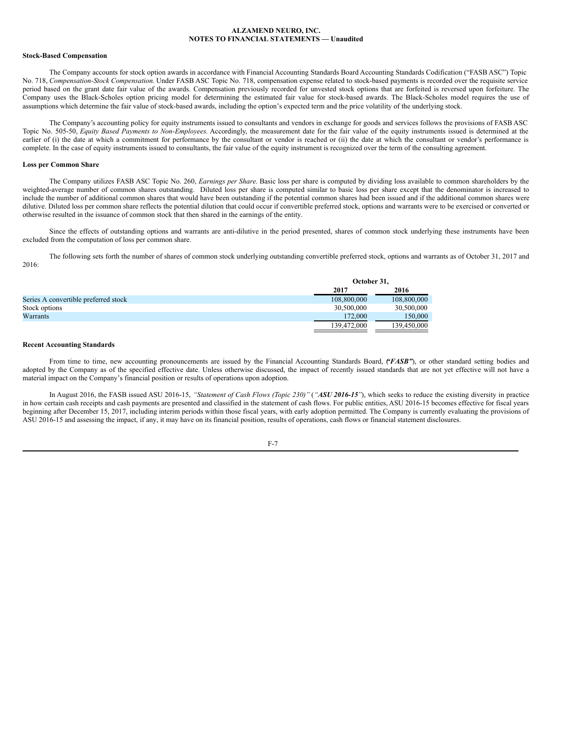**ALZAMEND NEURO, INC.**
**NOTES TO FINANCIAL STATEMENTS — Unaudited**

**Stock-Based Compensation**

The Company accounts for stock option awards in accordance with Financial Accounting Standards Board Accounting Standards Codification ("FASB ASC") Topic No. 718, *Compensation-Stock Compensation.* Under FASB ASC Topic No. 718, compensation expense related to stock-based payments is recorded over the requisite service period based on the grant date fair value of the awards. Compensation previously recorded for unvested stock options that are forfeited is reversed upon forfeiture. The Company uses the Black-Scholes option pricing model for determining the estimated fair value for stock-based awards. The Black-Scholes model requires the use of assumptions which determine the fair value of stock-based awards, including the option's expected term and the price volatility of the underlying stock.

The Company's accounting policy for equity instruments issued to consultants and vendors in exchange for goods and services follows the provisions of FASB ASC Topic No. 505-50, *Equity Based Payments to Non-Employees*. Accordingly, the measurement date for the fair value of the equity instruments issued is determined at the earlier of (i) the date at which a commitment for performance by the consultant or vendor is reached or (ii) the date at which the consultant or vendor's performance is complete. In the case of equity instruments issued to consultants, the fair value of the equity instrument is recognized over the term of the consulting agreement.

**Loss per Common Share**

The Company utilizes FASB ASC Topic No. 260, *Earnings per Share.* Basic loss per share is computed by dividing loss available to common shareholders by the weighted-average number of common shares outstanding. Diluted loss per share is computed similar to basic loss per share except that the denominator is increased to include the number of additional common shares that would have been outstanding if the potential common shares had been issued and if the additional common shares were dilutive. Diluted loss per common share reflects the potential dilution that could occur if convertible preferred stock, options and warrants were to be exercised or converted or otherwise resulted in the issuance of common stock that then shared in the earnings of the entity.

Since the effects of outstanding options and warrants are anti-dilutive in the period presented, shares of common stock underlying these instruments have been excluded from the computation of loss per common share.

The following sets forth the number of shares of common stock underlying outstanding convertible preferred stock, options and warrants as of October 31, 2017 and 2016:

| | October 31, | |
|---|---|---|
| | 2017 | 2016 |
| Series A convertible preferred stock | 108,800,000 | 108,800,000 |
| Stock options | 30,500,000 | 30,500,000 |
| Warrants | 172,000 | 150,000 |
| | 139,472,000 | 139,450,000 |

**Recent Accounting Standards**

From time to time, new accounting pronouncements are issued by the Financial Accounting Standards Board, (***"FASB"***), or other standard setting bodies and adopted by the Company as of the specified effective date. Unless otherwise discussed, the impact of recently issued standards that are not yet effective will not have a material impact on the Company's financial position or results of operations upon adoption.

In August 2016, the FASB issued ASU 2016-15, *"Statement of Cash Flows (Topic 230)"* (*"**ASU 2016-15**"*), which seeks to reduce the existing diversity in practice in how certain cash receipts and cash payments are presented and classified in the statement of cash flows. For public entities, ASU 2016-15 becomes effective for fiscal years beginning after December 15, 2017, including interim periods within those fiscal years, with early adoption permitted. The Company is currently evaluating the provisions of ASU 2016-15 and assessing the impact, if any, it may have on its financial position, results of operations, cash flows or financial statement disclosures.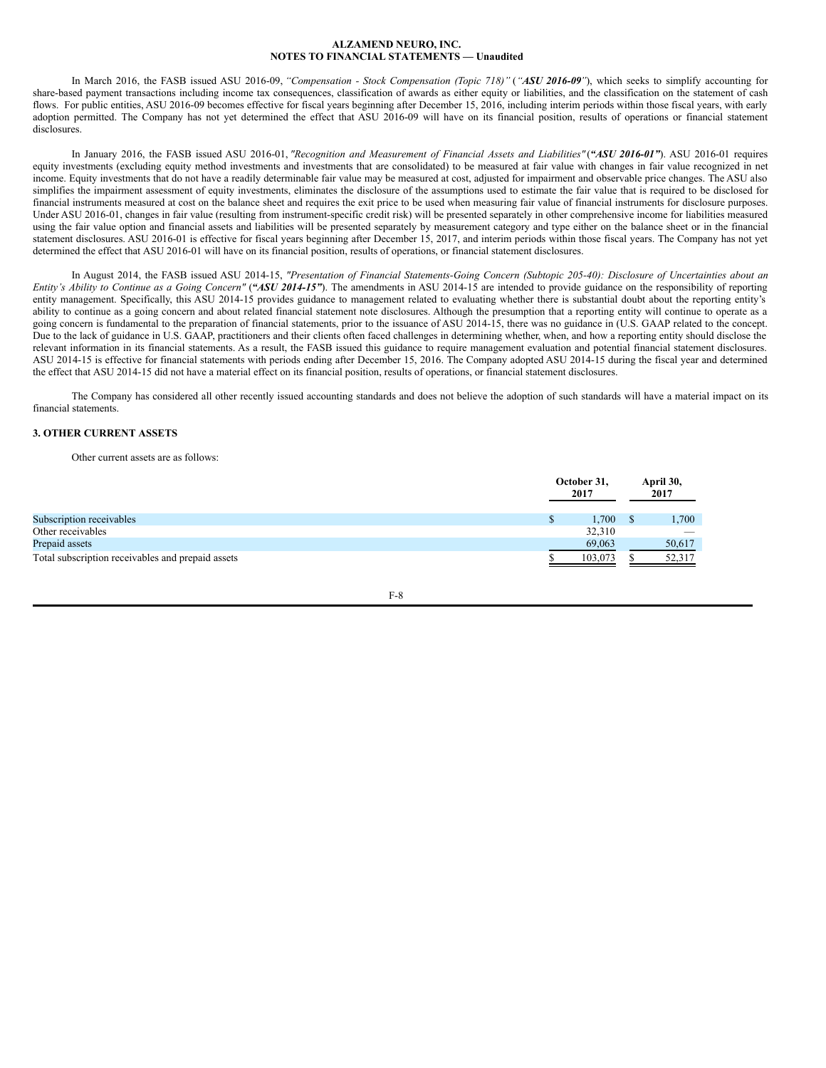**ALZAMEND NEURO, INC.**
**NOTES TO FINANCIAL STATEMENTS — Unaudited**

In March 2016, the FASB issued ASU 2016-09, *"Compensation - Stock Compensation (Topic 718)"* (*"**ASU 2016-09**"*), which seeks to simplify accounting for share-based payment transactions including income tax consequences, classification of awards as either equity or liabilities, and the classification on the statement of cash flows. For public entities, ASU 2016-09 becomes effective for fiscal years beginning after December 15, 2016, including interim periods within those fiscal years, with early adoption permitted. The Company has not yet determined the effect that ASU 2016-09 will have on its financial position, results of operations or financial statement disclosures.

In January 2016, the FASB issued ASU 2016-01, *"Recognition and Measurement of Financial Assets and Liabilities"* (***"ASU 2016-01"***). ASU 2016-01 requires equity investments (excluding equity method investments and investments that are consolidated) to be measured at fair value with changes in fair value recognized in net income. Equity investments that do not have a readily determinable fair value may be measured at cost, adjusted for impairment and observable price changes. The ASU also simplifies the impairment assessment of equity investments, eliminates the disclosure of the assumptions used to estimate the fair value that is required to be disclosed for financial instruments measured at cost on the balance sheet and requires the exit price to be used when measuring fair value of financial instruments for disclosure purposes. Under ASU 2016-01, changes in fair value (resulting from instrument-specific credit risk) will be presented separately in other comprehensive income for liabilities measured using the fair value option and financial assets and liabilities will be presented separately by measurement category and type either on the balance sheet or in the financial statement disclosures. ASU 2016-01 is effective for fiscal years beginning after December 15, 2017, and interim periods within those fiscal years. The Company has not yet determined the effect that ASU 2016-01 will have on its financial position, results of operations, or financial statement disclosures.

In August 2014, the FASB issued ASU 2014-15, *"Presentation of Financial Statements-Going Concern (Subtopic 205-40): Disclosure of Uncertainties about an Entity's Ability to Continue as a Going Concern"* (***"ASU 2014-15"***). The amendments in ASU 2014-15 are intended to provide guidance on the responsibility of reporting entity management. Specifically, this ASU 2014-15 provides guidance to management related to evaluating whether there is substantial doubt about the reporting entity's ability to continue as a going concern and about related financial statement note disclosures. Although the presumption that a reporting entity will continue to operate as a going concern is fundamental to the preparation of financial statements, prior to the issuance of ASU 2014-15, there was no guidance in (U.S. GAAP related to the concept. Due to the lack of guidance in U.S. GAAP, practitioners and their clients often faced challenges in determining whether, when, and how a reporting entity should disclose the relevant information in its financial statements. As a result, the FASB issued this guidance to require management evaluation and potential financial statement disclosures. ASU 2014-15 is effective for financial statements with periods ending after December 15, 2016. The Company adopted ASU 2014-15 during the fiscal year and determined the effect that ASU 2014-15 did not have a material effect on its financial position, results of operations, or financial statement disclosures.

The Company has considered all other recently issued accounting standards and does not believe the adoption of such standards will have a material impact on its financial statements.

**3. OTHER CURRENT ASSETS**

Other current assets are as follows:

| | October 31, 2017 | April 30, 2017 |
|---|---|---|
| Subscription receivables | $ 1,700 | $ 1,700 |
| Other receivables | 32,310 | — |
| Prepaid assets | 69,063 | 50,617 |
| Total subscription receivables and prepaid assets | $ 103,073 | $ 52,317 |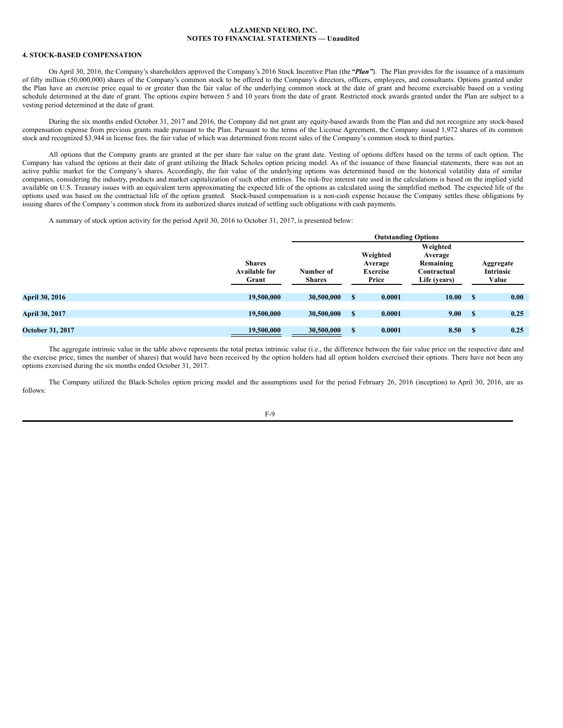**ALZAMEND NEURO, INC.**
**NOTES TO FINANCIAL STATEMENTS — Unaudited**

#### 4. STOCK-BASED COMPENSATION

On April 30, 2016, the Company's shareholders approved the Company's 2016 Stock Incentive Plan (the ***"Plan"***). The Plan provides for the issuance of a maximum of fifty million (50,000,000) shares of the Company's common stock to be offered to the Company's directors, officers, employees, and consultants. Options granted under the Plan have an exercise price equal to or greater than the fair value of the underlying common stock at the date of grant and become exercisable based on a vesting schedule determined at the date of grant. The options expire between 5 and 10 years from the date of grant. Restricted stock awards granted under the Plan are subject to a vesting period determined at the date of grant.

During the six months ended October 31, 2017 and 2016, the Company did not grant any equity-based awards from the Plan and did not recognize any stock-based compensation expense from previous grants made pursuant to the Plan. Pursuant to the terms of the License Agreement, the Company issued 1,972 shares of its common stock and recognized $3,944 in license fees. the fair value of which was determined from recent sales of the Company's common stock to third parties.

All options that the Company grants are granted at the per share fair value on the grant date. Vesting of options differs based on the terms of each option. The Company has valued the options at their date of grant utilizing the Black Scholes option pricing model. As of the issuance of these financial statements, there was not an active public market for the Company's shares. Accordingly, the fair value of the underlying options was determined based on the historical volatility data of similar companies, considering the industry, products and market capitalization of such other entities. The risk-free interest rate used in the calculations is based on the implied yield available on U.S. Treasury issues with an equivalent term approximating the expected life of the options as calculated using the simplified method. The expected life of the options used was based on the contractual life of the option granted. Stock-based compensation is a non-cash expense because the Company settles these obligations by issuing shares of the Company's common stock from its authorized shares instead of settling such obligations with cash payments.

A summary of stock option activity for the period April 30, 2016 to October 31, 2017, is presented below:

| | | Outstanding Options | | | |
|---|---|---|---|---|---|
| | Shares Available for Grant | Number of Shares | Weighted Average Exercise Price | Weighted Average Remaining Contractual Life (years) | Aggregate Intrinsic Value |
| **April 30, 2016** | 19,500,000 | 30,500,000 | $ 0.0001 | 10.00 | $ 0.00 |
| **April 30, 2017** | 19,500,000 | 30,500,000 | $ 0.0001 | 9.00 | $ 0.25 |
| **October 31, 2017** | 19,500,000 | 30,500,000 | $ 0.0001 | 8.50 | $ 0.25 |

The aggregate intrinsic value in the table above represents the total pretax intrinsic value (i.e., the difference between the fair value price on the respective date and the exercise price, times the number of shares) that would have been received by the option holders had all option holders exercised their options. There have not been any options exercised during the six months ended October 31, 2017.

The Company utilized the Black-Scholes option pricing model and the assumptions used for the period February 26, 2016 (inception) to April 30, 2016, are as follows: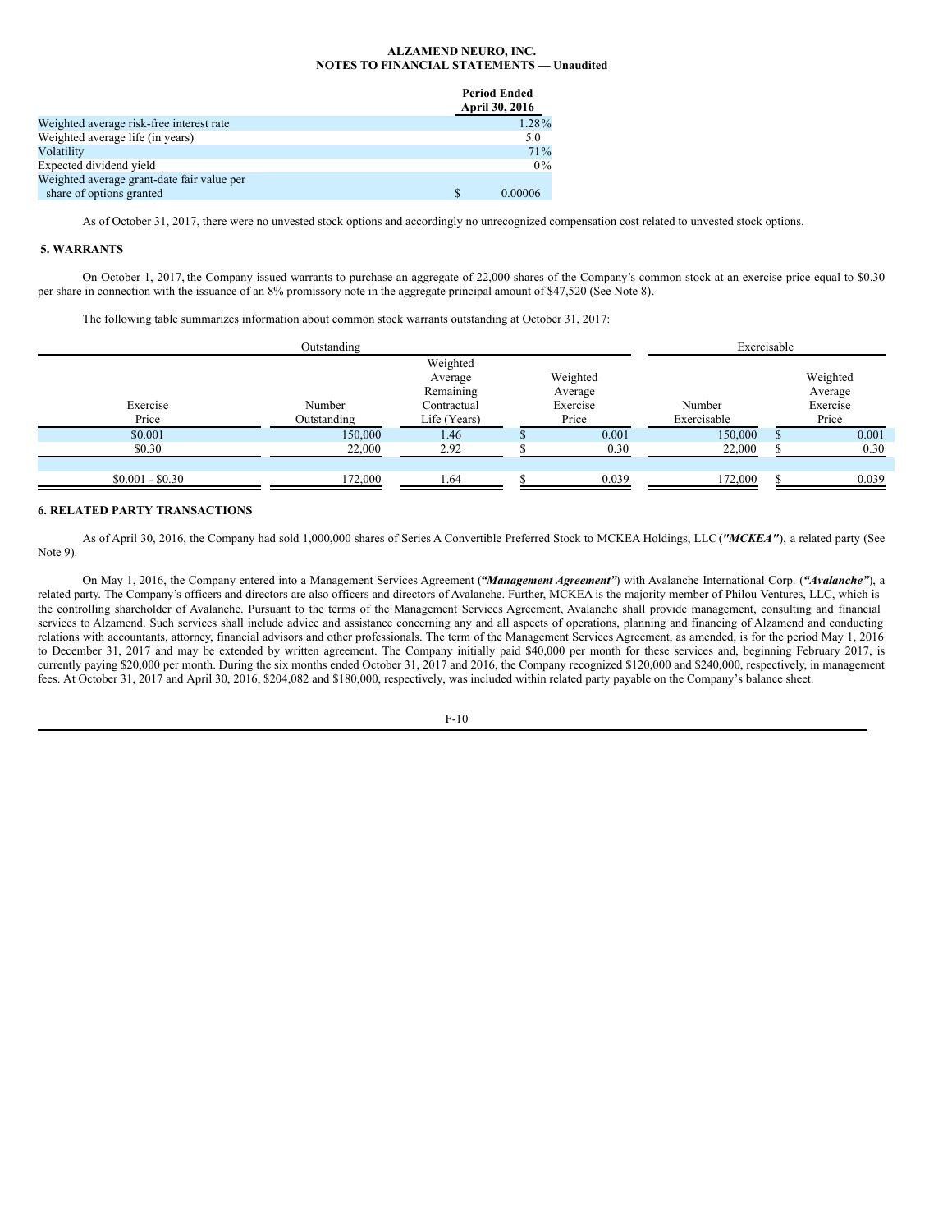**ALZAMEND NEURO, INC.**
**NOTES TO FINANCIAL STATEMENTS — Unaudited**

| | Period Ended April 30, 2016 |
|---|---|
| Weighted average risk-free interest rate | 1.28% |
| Weighted average life (in years) | 5.0 |
| Volatility | 71% |
| Expected dividend yield | 0% |
| Weighted average grant-date fair value per share of options granted | $ 0.00006 |

As of October 31, 2017, there were no unvested stock options and accordingly no unrecognized compensation cost related to unvested stock options.

## 5. WARRANTS

On October 1, 2017, the Company issued warrants to purchase an aggregate of 22,000 shares of the Company's common stock at an exercise price equal to $0.30 per share in connection with the issuance of an 8% promissory note in the aggregate principal amount of $47,520 (See Note 8).

The following table summarizes information about common stock warrants outstanding at October 31, 2017:

| Outstanding | | | | Exercisable | |
|---|---|---|---|---|---|
| Exercise Price | Number Outstanding | Weighted Average Remaining Contractual Life (Years) | Weighted Average Exercise Price | Number Exercisable | Weighted Average Exercise Price |
| $0.001 | 150,000 | 1.46 | $ 0.001 | 150,000 | $ 0.001 |
| $0.30 | 22,000 | 2.92 | $ 0.30 | 22,000 | $ 0.30 |
| $0.001 - $0.30 | 172,000 | 1.64 | $ 0.039 | 172,000 | $ 0.039 |

## 6. RELATED PARTY TRANSACTIONS

As of April 30, 2016, the Company had sold 1,000,000 shares of Series A Convertible Preferred Stock to MCKEA Holdings, LLC (***"MCKEA"***), a related party (See Note 9).

On May 1, 2016, the Company entered into a Management Services Agreement (***"Management Agreement"***) with Avalanche International Corp. (***"Avalanche"***), a related party. The Company's officers and directors are also officers and directors of Avalanche. Further, MCKEA is the majority member of Philou Ventures, LLC, which is the controlling shareholder of Avalanche. Pursuant to the terms of the Management Services Agreement, Avalanche shall provide management, consulting and financial services to Alzamend. Such services shall include advice and assistance concerning any and all aspects of operations, planning and financing of Alzamend and conducting relations with accountants, attorney, financial advisors and other professionals. The term of the Management Services Agreement, as amended, is for the period May 1, 2016 to December 31, 2017 and may be extended by written agreement. The Company initially paid $40,000 per month for these services and, beginning February 2017, is currently paying $20,000 per month. During the six months ended October 31, 2017 and 2016, the Company recognized $120,000 and $240,000, respectively, in management fees. At October 31, 2017 and April 30, 2016, $204,082 and $180,000, respectively, was included within related party payable on the Company's balance sheet.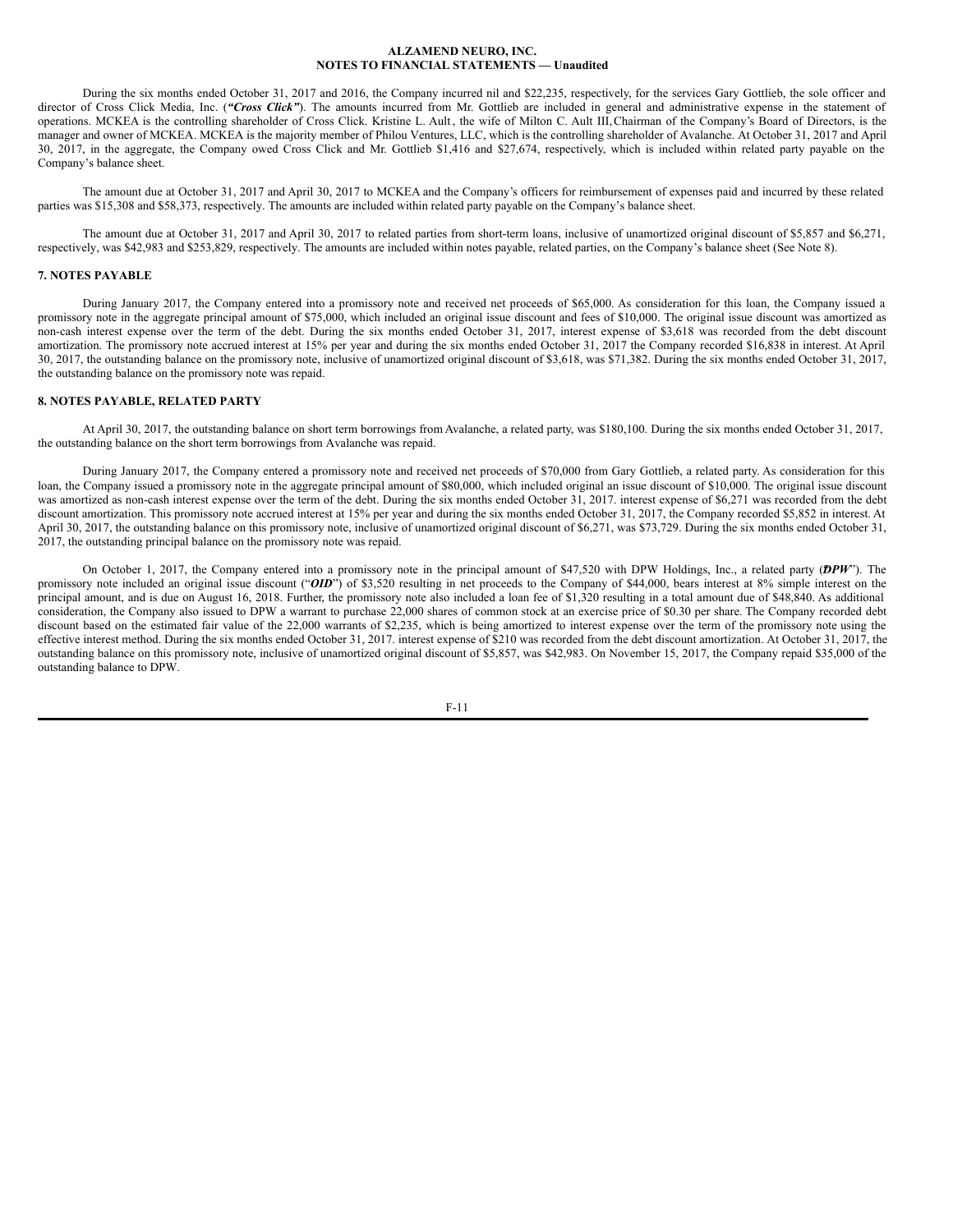During the six months ended October 31, 2017 and 2016, the Company incurred nil and $22,235, respectively, for the services Gary Gottlieb, the sole officer and director of Cross Click Media, Inc. (***"Cross Click"***). The amounts incurred from Mr. Gottlieb are included in general and administrative expense in the statement of operations. MCKEA is the controlling shareholder of Cross Click. Kristine L. Ault, the wife of Milton C. Ault III, Chairman of the Company's Board of Directors, is the manager and owner of MCKEA. MCKEA is the majority member of Philou Ventures, LLC, which is the controlling shareholder of Avalanche. At October 31, 2017 and April 30, 2017, in the aggregate, the Company owed Cross Click and Mr. Gottlieb $1,416 and $27,674, respectively, which is included within related party payable on the Company's balance sheet.

The amount due at October 31, 2017 and April 30, 2017 to MCKEA and the Company's officers for reimbursement of expenses paid and incurred by these related parties was $15,308 and $58,373, respectively. The amounts are included within related party payable on the Company's balance sheet.

The amount due at October 31, 2017 and April 30, 2017 to related parties from short-term loans, inclusive of unamortized original discount of $5,857 and $6,271, respectively, was $42,983 and $253,829, respectively. The amounts are included within notes payable, related parties, on the Company's balance sheet (See Note 8).

## 7. NOTES PAYABLE

During January 2017, the Company entered into a promissory note and received net proceeds of $65,000. As consideration for this loan, the Company issued a promissory note in the aggregate principal amount of $75,000, which included an original issue discount and fees of $10,000. The original issue discount was amortized as non-cash interest expense over the term of the debt. During the six months ended October 31, 2017, interest expense of $3,618 was recorded from the debt discount amortization. The promissory note accrued interest at 15% per year and during the six months ended October 31, 2017 the Company recorded $16,838 in interest. At April 30, 2017, the outstanding balance on the promissory note, inclusive of unamortized original discount of $3,618, was $71,382. During the six months ended October 31, 2017, the outstanding balance on the promissory note was repaid.

## 8. NOTES PAYABLE, RELATED PARTY

At April 30, 2017, the outstanding balance on short term borrowings from Avalanche, a related party, was $180,100. During the six months ended October 31, 2017, the outstanding balance on the short term borrowings from Avalanche was repaid.

During January 2017, the Company entered a promissory note and received net proceeds of $70,000 from Gary Gottlieb, a related party. As consideration for this loan, the Company issued a promissory note in the aggregate principal amount of $80,000, which included original an issue discount of $10,000. The original issue discount was amortized as non-cash interest expense over the term of the debt. During the six months ended October 31, 2017. interest expense of $6,271 was recorded from the debt discount amortization. This promissory note accrued interest at 15% per year and during the six months ended October 31, 2017, the Company recorded $5,852 in interest. At April 30, 2017, the outstanding balance on this promissory note, inclusive of unamortized original discount of $6,271, was $73,729. During the six months ended October 31, 2017, the outstanding principal balance on the promissory note was repaid.

On October 1, 2017, the Company entered into a promissory note in the principal amount of $47,520 with DPW Holdings, Inc., a related party (***DPW***"). The promissory note included an original issue discount ("***OID***") of $3,520 resulting in net proceeds to the Company of $44,000, bears interest at 8% simple interest on the principal amount, and is due on August 16, 2018. Further, the promissory note also included a loan fee of $1,320 resulting in a total amount due of $48,840. As additional consideration, the Company also issued to DPW a warrant to purchase 22,000 shares of common stock at an exercise price of $0.30 per share. The Company recorded debt discount based on the estimated fair value of the 22,000 warrants of $2,235, which is being amortized to interest expense over the term of the promissory note using the effective interest method. During the six months ended October 31, 2017. interest expense of $210 was recorded from the debt discount amortization. At October 31, 2017, the outstanding balance on this promissory note, inclusive of unamortized original discount of $5,857, was $42,983. On November 15, 2017, the Company repaid $35,000 of the outstanding balance to DPW.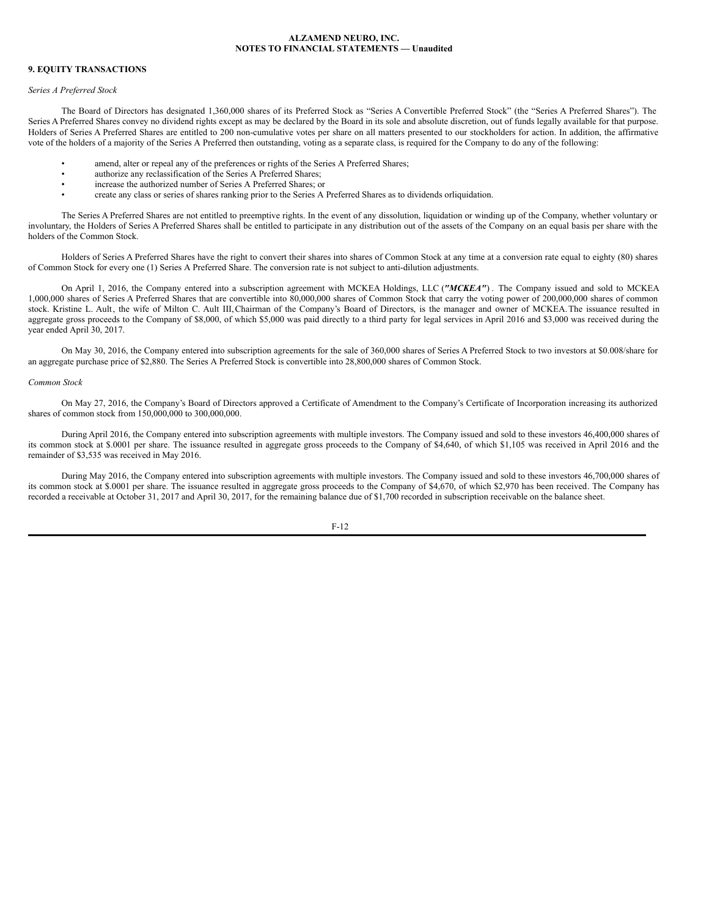# ALZAMEND NEURO, INC.
## NOTES TO FINANCIAL STATEMENTS — Unaudited

### 9. EQUITY TRANSACTIONS

*Series A Preferred Stock*

The Board of Directors has designated 1,360,000 shares of its Preferred Stock as "Series A Convertible Preferred Stock" (the "Series A Preferred Shares"). The Series A Preferred Shares convey no dividend rights except as may be declared by the Board in its sole and absolute discretion, out of funds legally available for that purpose. Holders of Series A Preferred Shares are entitled to 200 non-cumulative votes per share on all matters presented to our stockholders for action. In addition, the affirmative vote of the holders of a majority of the Series A Preferred then outstanding, voting as a separate class, is required for the Company to do any of the following:

- amend, alter or repeal any of the preferences or rights of the Series A Preferred Shares;
- authorize any reclassification of the Series A Preferred Shares;
- increase the authorized number of Series A Preferred Shares; or
- create any class or series of shares ranking prior to the Series A Preferred Shares as to dividends orliquidation.

The Series A Preferred Shares are not entitled to preemptive rights. In the event of any dissolution, liquidation or winding up of the Company, whether voluntary or involuntary, the Holders of Series A Preferred Shares shall be entitled to participate in any distribution out of the assets of the Company on an equal basis per share with the holders of the Common Stock.

Holders of Series A Preferred Shares have the right to convert their shares into shares of Common Stock at any time at a conversion rate equal to eighty (80) shares of Common Stock for every one (1) Series A Preferred Share. The conversion rate is not subject to anti-dilution adjustments.

On April 1, 2016, the Company entered into a subscription agreement with MCKEA Holdings, LLC (***"MCKEA"***) . The Company issued and sold to MCKEA 1,000,000 shares of Series A Preferred Shares that are convertible into 80,000,000 shares of Common Stock that carry the voting power of 200,000,000 shares of common stock. Kristine L. Ault, the wife of Milton C. Ault III, Chairman of the Company's Board of Directors, is the manager and owner of MCKEA. The issuance resulted in aggregate gross proceeds to the Company of $8,000, of which $5,000 was paid directly to a third party for legal services in April 2016 and $3,000 was received during the year ended April 30, 2017.

On May 30, 2016, the Company entered into subscription agreements for the sale of 360,000 shares of Series A Preferred Stock to two investors at $0.008/share for an aggregate purchase price of $2,880. The Series A Preferred Stock is convertible into 28,800,000 shares of Common Stock.

*Common Stock*

On May 27, 2016, the Company's Board of Directors approved a Certificate of Amendment to the Company's Certificate of Incorporation increasing its authorized shares of common stock from 150,000,000 to 300,000,000.

During April 2016, the Company entered into subscription agreements with multiple investors. The Company issued and sold to these investors 46,400,000 shares of its common stock at $.0001 per share. The issuance resulted in aggregate gross proceeds to the Company of $4,640, of which $1,105 was received in April 2016 and the remainder of $3,535 was received in May 2016.

During May 2016, the Company entered into subscription agreements with multiple investors. The Company issued and sold to these investors 46,700,000 shares of its common stock at $.0001 per share. The issuance resulted in aggregate gross proceeds to the Company of $4,670, of which $2,970 has been received. The Company has recorded a receivable at October 31, 2017 and April 30, 2017, for the remaining balance due of $1,700 recorded in subscription receivable on the balance sheet.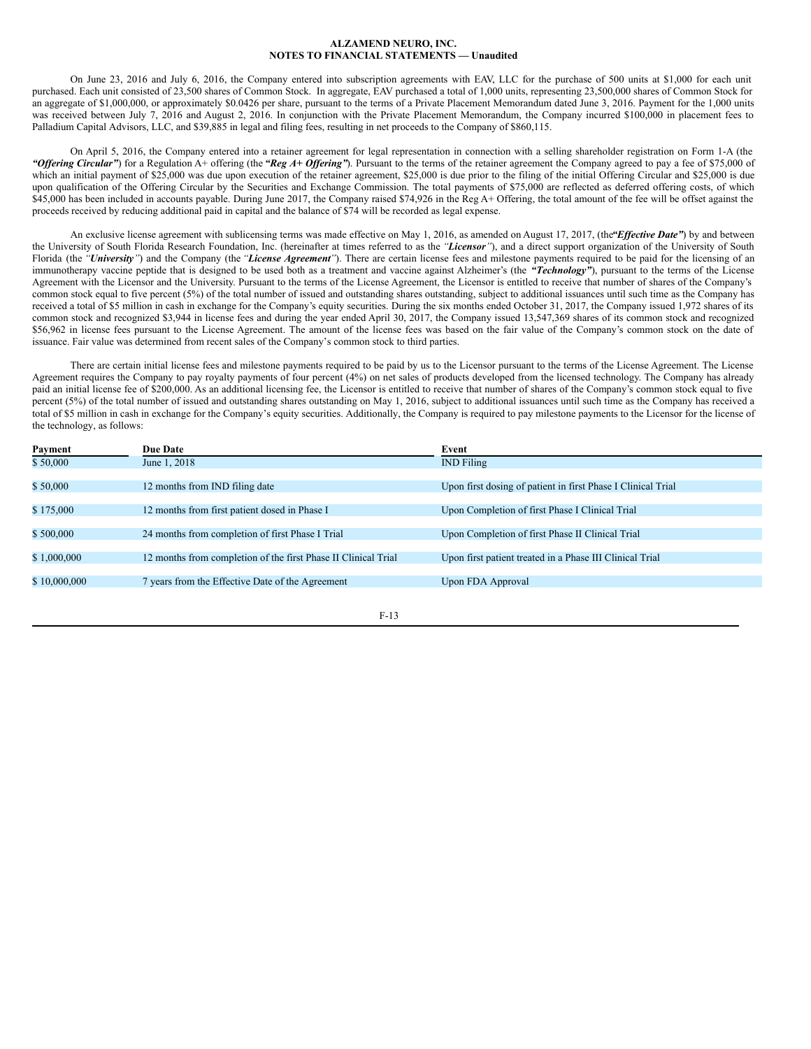**ALZAMEND NEURO, INC.**
**NOTES TO FINANCIAL STATEMENTS — Unaudited**

On June 23, 2016 and July 6, 2016, the Company entered into subscription agreements with EAV, LLC for the purchase of 500 units at $1,000 for each unit purchased. Each unit consisted of 23,500 shares of Common Stock. In aggregate, EAV purchased a total of 1,000 units, representing 23,500,000 shares of Common Stock for an aggregate of $1,000,000, or approximately $0.0426 per share, pursuant to the terms of a Private Placement Memorandum dated June 3, 2016. Payment for the 1,000 units was received between July 7, 2016 and August 2, 2016. In conjunction with the Private Placement Memorandum, the Company incurred $100,000 in placement fees to Palladium Capital Advisors, LLC, and $39,885 in legal and filing fees, resulting in net proceeds to the Company of $860,115.

On April 5, 2016, the Company entered into a retainer agreement for legal representation in connection with a selling shareholder registration on Form 1-A (the ***"Offering Circular"***) for a Regulation A+ offering (the ***"Reg A+ Offering"***). Pursuant to the terms of the retainer agreement the Company agreed to pay a fee of $75,000 of which an initial payment of $25,000 was due upon execution of the retainer agreement, $25,000 is due prior to the filing of the initial Offering Circular and $25,000 is due upon qualification of the Offering Circular by the Securities and Exchange Commission. The total payments of $75,000 are reflected as deferred offering costs, of which $45,000 has been included in accounts payable. During June 2017, the Company raised $74,926 in the Reg A+ Offering, the total amount of the fee will be offset against the proceeds received by reducing additional paid in capital and the balance of $74 will be recorded as legal expense.

An exclusive license agreement with sublicensing terms was made effective on May 1, 2016, as amended on August 17, 2017, (the ***"Effective Date"***) by and between the University of South Florida Research Foundation, Inc. (hereinafter at times referred to as the *"**Licensor**"*), and a direct support organization of the University of South Florida (the *"**University**"*) and the Company (the *"**License Agreement**"*). There are certain license fees and milestone payments required to be paid for the licensing of an immunotherapy vaccine peptide that is designed to be used both as a treatment and vaccine against Alzheimer's (the ***"Technology"***), pursuant to the terms of the License Agreement with the Licensor and the University. Pursuant to the terms of the License Agreement, the Licensor is entitled to receive that number of shares of the Company's common stock equal to five percent (5%) of the total number of issued and outstanding shares outstanding, subject to additional issuances until such time as the Company has received a total of $5 million in cash in exchange for the Company's equity securities. During the six months ended October 31, 2017, the Company issued 1,972 shares of its common stock and recognized $3,944 in license fees and during the year ended April 30, 2017, the Company issued 13,547,369 shares of its common stock and recognized $56,962 in license fees pursuant to the License Agreement. The amount of the license fees was based on the fair value of the Company's common stock on the date of issuance. Fair value was determined from recent sales of the Company's common stock to third parties.

There are certain initial license fees and milestone payments required to be paid by us to the Licensor pursuant to the terms of the License Agreement. The License Agreement requires the Company to pay royalty payments of four percent (4%) on net sales of products developed from the licensed technology. The Company has already paid an initial license fee of $200,000. As an additional licensing fee, the Licensor is entitled to receive that number of shares of the Company's common stock equal to five percent (5%) of the total number of issued and outstanding shares outstanding on May 1, 2016, subject to additional issuances until such time as the Company has received a total of $5 million in cash in exchange for the Company's equity securities. Additionally, the Company is required to pay milestone payments to the Licensor for the license of the technology, as follows:

| Payment | Due Date | Event |
|---|---|---|
| $ 50,000 | June 1, 2018 | IND Filing |
| $ 50,000 | 12 months from IND filing date | Upon first dosing of patient in first Phase I Clinical Trial |
| $ 175,000 | 12 months from first patient dosed in Phase I | Upon Completion of first Phase I Clinical Trial |
| $ 500,000 | 24 months from completion of first Phase I Trial | Upon Completion of first Phase II Clinical Trial |
| $ 1,000,000 | 12 months from completion of the first Phase II Clinical Trial | Upon first patient treated in a Phase III Clinical Trial |
| $ 10,000,000 | 7 years from the Effective Date of the Agreement | Upon FDA Approval |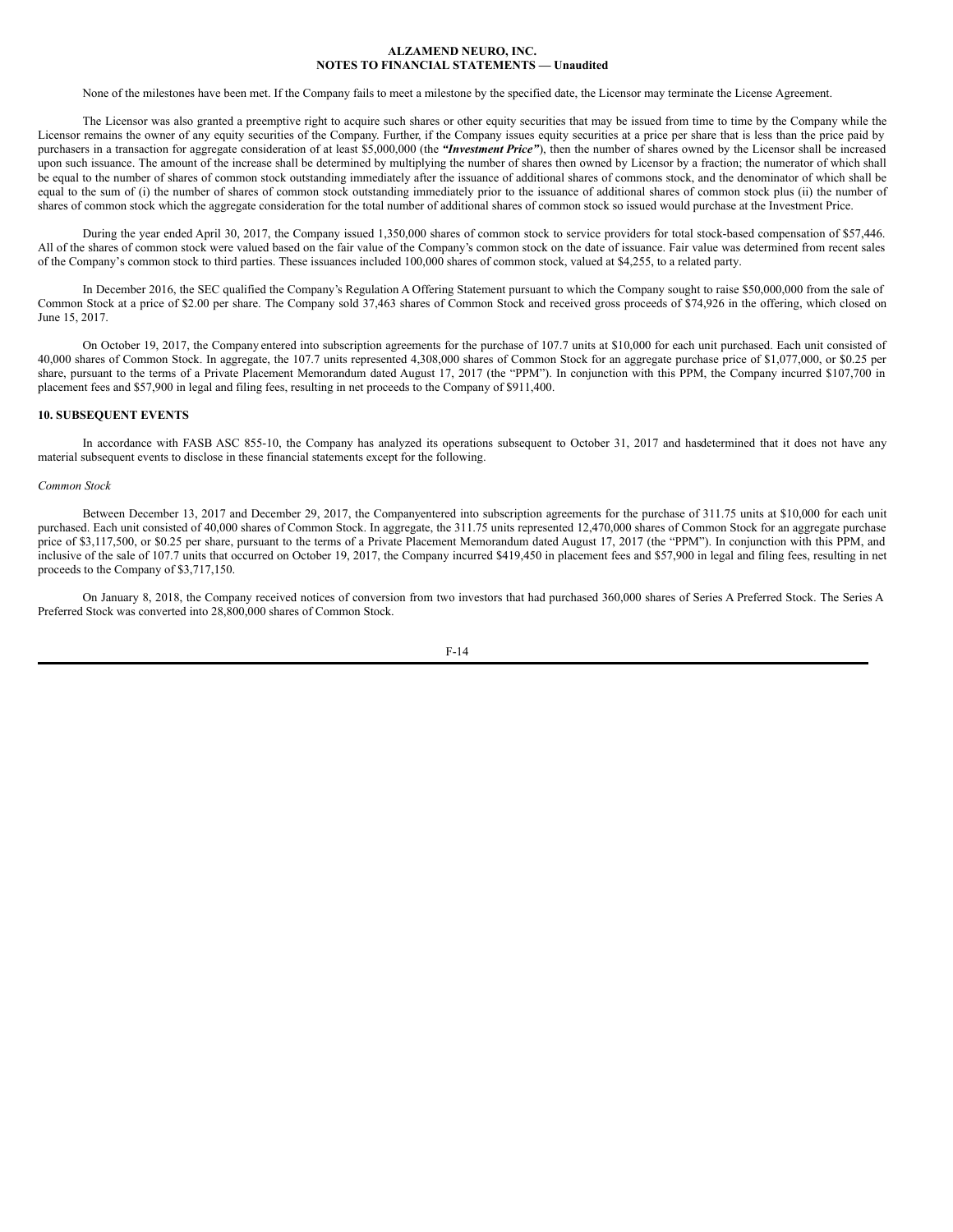None of the milestones have been met. If the Company fails to meet a milestone by the specified date, the Licensor may terminate the License Agreement.

The Licensor was also granted a preemptive right to acquire such shares or other equity securities that may be issued from time to time by the Company while the Licensor remains the owner of any equity securities of the Company. Further, if the Company issues equity securities at a price per share that is less than the price paid by purchasers in a transaction for aggregate consideration of at least $5,000,000 (the ***"Investment Price"***), then the number of shares owned by the Licensor shall be increased upon such issuance. The amount of the increase shall be determined by multiplying the number of shares then owned by Licensor by a fraction; the numerator of which shall be equal to the number of shares of common stock outstanding immediately after the issuance of additional shares of commons stock, and the denominator of which shall be equal to the sum of (i) the number of shares of common stock outstanding immediately prior to the issuance of additional shares of common stock plus (ii) the number of shares of common stock which the aggregate consideration for the total number of additional shares of common stock so issued would purchase at the Investment Price.

During the year ended April 30, 2017, the Company issued 1,350,000 shares of common stock to service providers for total stock-based compensation of $57,446. All of the shares of common stock were valued based on the fair value of the Company's common stock on the date of issuance. Fair value was determined from recent sales of the Company's common stock to third parties. These issuances included 100,000 shares of common stock, valued at $4,255, to a related party.

In December 2016, the SEC qualified the Company's Regulation A Offering Statement pursuant to which the Company sought to raise $50,000,000 from the sale of Common Stock at a price of $2.00 per share. The Company sold 37,463 shares of Common Stock and received gross proceeds of $74,926 in the offering, which closed on June 15, 2017.

On October 19, 2017, the Company entered into subscription agreements for the purchase of 107.7 units at $10,000 for each unit purchased. Each unit consisted of 40,000 shares of Common Stock. In aggregate, the 107.7 units represented 4,308,000 shares of Common Stock for an aggregate purchase price of $1,077,000, or $0.25 per share, pursuant to the terms of a Private Placement Memorandum dated August 17, 2017 (the "PPM"). In conjunction with this PPM, the Company incurred $107,700 in placement fees and $57,900 in legal and filing fees, resulting in net proceeds to the Company of $911,400.

## 10. SUBSEQUENT EVENTS

In accordance with FASB ASC 855-10, the Company has analyzed its operations subsequent to October 31, 2017 and hasdetermined that it does not have any material subsequent events to disclose in these financial statements except for the following.

*Common Stock*

Between December 13, 2017 and December 29, 2017, the Companyentered into subscription agreements for the purchase of 311.75 units at $10,000 for each unit purchased. Each unit consisted of 40,000 shares of Common Stock. In aggregate, the 311.75 units represented 12,470,000 shares of Common Stock for an aggregate purchase price of $3,117,500, or $0.25 per share, pursuant to the terms of a Private Placement Memorandum dated August 17, 2017 (the "PPM"). In conjunction with this PPM, and inclusive of the sale of 107.7 units that occurred on October 19, 2017, the Company incurred $419,450 in placement fees and $57,900 in legal and filing fees, resulting in net proceeds to the Company of $3,717,150.

On January 8, 2018, the Company received notices of conversion from two investors that had purchased 360,000 shares of Series A Preferred Stock. The Series A Preferred Stock was converted into 28,800,000 shares of Common Stock.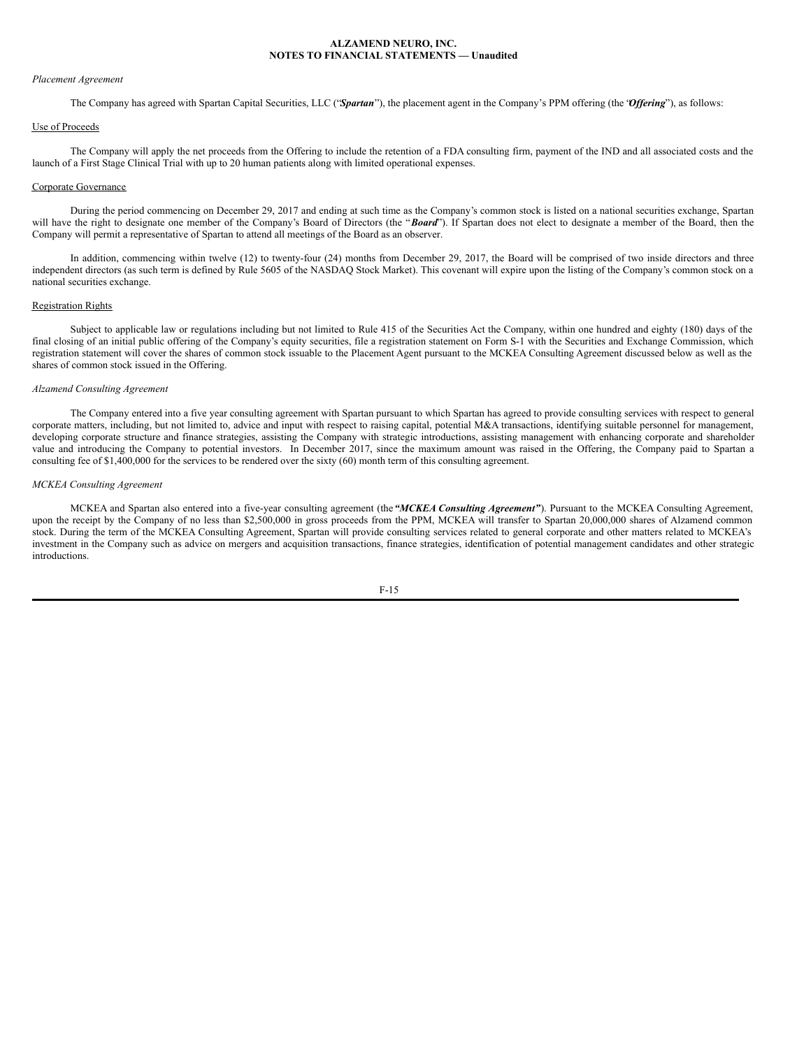*Placement Agreement*

The Company has agreed with Spartan Capital Securities, LLC ("***Spartan***"), the placement agent in the Company's PPM offering (the "***Offering***"), as follows:

Use of Proceeds

The Company will apply the net proceeds from the Offering to include the retention of a FDA consulting firm, payment of the IND and all associated costs and the launch of a First Stage Clinical Trial with up to 20 human patients along with limited operational expenses.

Corporate Governance

During the period commencing on December 29, 2017 and ending at such time as the Company's common stock is listed on a national securities exchange, Spartan will have the right to designate one member of the Company's Board of Directors (the "***Board***"). If Spartan does not elect to designate a member of the Board, then the Company will permit a representative of Spartan to attend all meetings of the Board as an observer.

In addition, commencing within twelve (12) to twenty-four (24) months from December 29, 2017, the Board will be comprised of two inside directors and three independent directors (as such term is defined by Rule 5605 of the NASDAQ Stock Market). This covenant will expire upon the listing of the Company's common stock on a national securities exchange.

Registration Rights

Subject to applicable law or regulations including but not limited to Rule 415 of the Securities Act the Company, within one hundred and eighty (180) days of the final closing of an initial public offering of the Company's equity securities, file a registration statement on Form S-1 with the Securities and Exchange Commission, which registration statement will cover the shares of common stock issuable to the Placement Agent pursuant to the MCKEA Consulting Agreement discussed below as well as the shares of common stock issued in the Offering.

*Alzamend Consulting Agreement*

The Company entered into a five year consulting agreement with Spartan pursuant to which Spartan has agreed to provide consulting services with respect to general corporate matters, including, but not limited to, advice and input with respect to raising capital, potential M&A transactions, identifying suitable personnel for management, developing corporate structure and finance strategies, assisting the Company with strategic introductions, assisting management with enhancing corporate and shareholder value and introducing the Company to potential investors. In December 2017, since the maximum amount was raised in the Offering, the Company paid to Spartan a consulting fee of $1,400,000 for the services to be rendered over the sixty (60) month term of this consulting agreement.

*MCKEA Consulting Agreement*

MCKEA and Spartan also entered into a five-year consulting agreement (the ***"MCKEA Consulting Agreement"***). Pursuant to the MCKEA Consulting Agreement, upon the receipt by the Company of no less than $2,500,000 in gross proceeds from the PPM, MCKEA will transfer to Spartan 20,000,000 shares of Alzamend common stock. During the term of the MCKEA Consulting Agreement, Spartan will provide consulting services related to general corporate and other matters related to MCKEA's investment in the Company such as advice on mergers and acquisition transactions, finance strategies, identification of potential management candidates and other strategic introductions.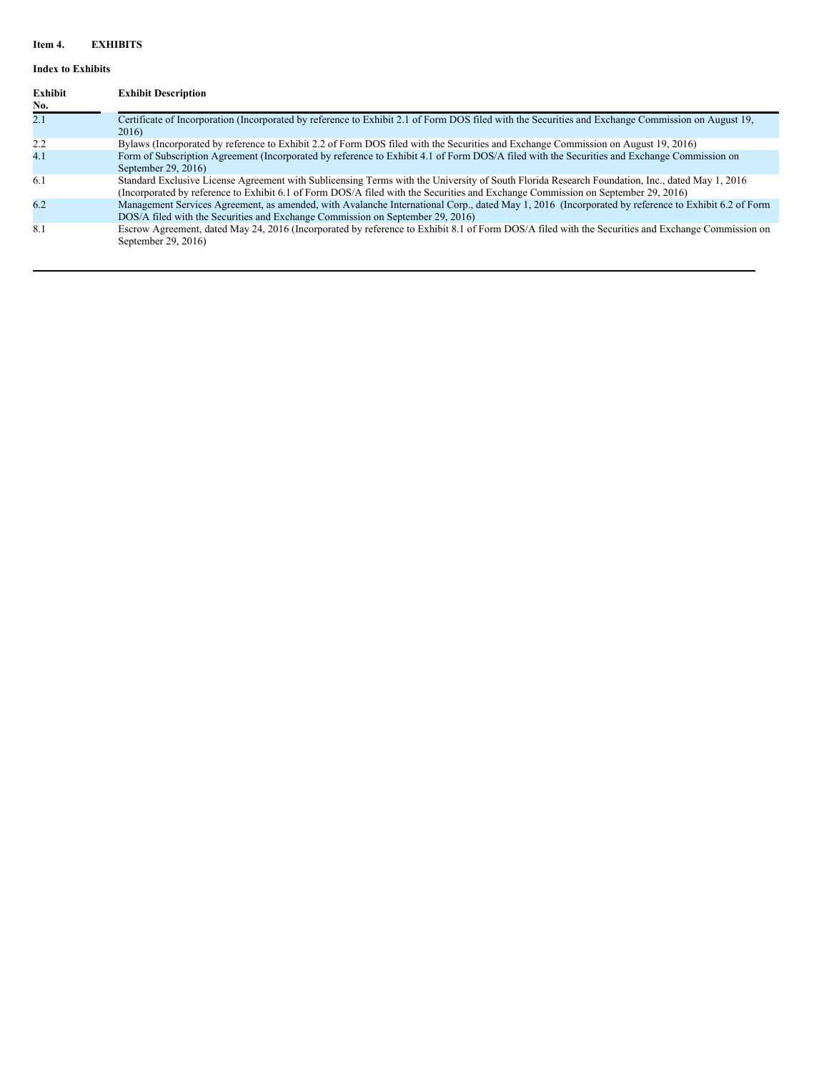**Item 4. EXHIBITS**

**Index to Exhibits**

| Exhibit No. | Exhibit Description |
|---|---|
| 2.1 | Certificate of Incorporation (Incorporated by reference to Exhibit 2.1 of Form DOS filed with the Securities and Exchange Commission on August 19, 2016) |
| 2.2 | Bylaws (Incorporated by reference to Exhibit 2.2 of Form DOS filed with the Securities and Exchange Commission on August 19, 2016) |
| 4.1 | Form of Subscription Agreement (Incorporated by reference to Exhibit 4.1 of Form DOS/A filed with the Securities and Exchange Commission on September 29, 2016) |
| 6.1 | Standard Exclusive License Agreement with Sublicensing Terms with the University of South Florida Research Foundation, Inc., dated May 1, 2016 (Incorporated by reference to Exhibit 6.1 of Form DOS/A filed with the Securities and Exchange Commission on September 29, 2016) |
| 6.2 | Management Services Agreement, as amended, with Avalanche International Corp., dated May 1, 2016 (Incorporated by reference to Exhibit 6.2 of Form DOS/A filed with the Securities and Exchange Commission on September 29, 2016) |
| 8.1 | Escrow Agreement, dated May 24, 2016 (Incorporated by reference to Exhibit 8.1 of Form DOS/A filed with the Securities and Exchange Commission on September 29, 2016) |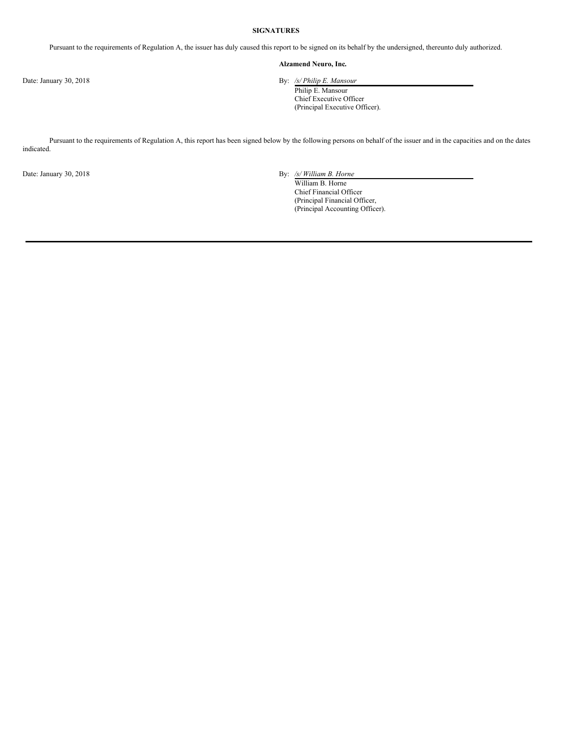**SIGNATURES**

Pursuant to the requirements of Regulation A, the issuer has duly caused this report to be signed on its behalf by the undersigned, thereunto duly authorized.

**Alzamend Neuro, Inc.**

Date: January 30, 2018

By: */s/ Philip E. Mansour*
Philip E. Mansour
Chief Executive Officer
(Principal Executive Officer).

Pursuant to the requirements of Regulation A, this report has been signed below by the following persons on behalf of the issuer and in the capacities and on the dates indicated.

Date: January 30, 2018

By: */s/ William B. Horne*
William B. Horne
Chief Financial Officer
(Principal Financial Officer,
(Principal Accounting Officer).